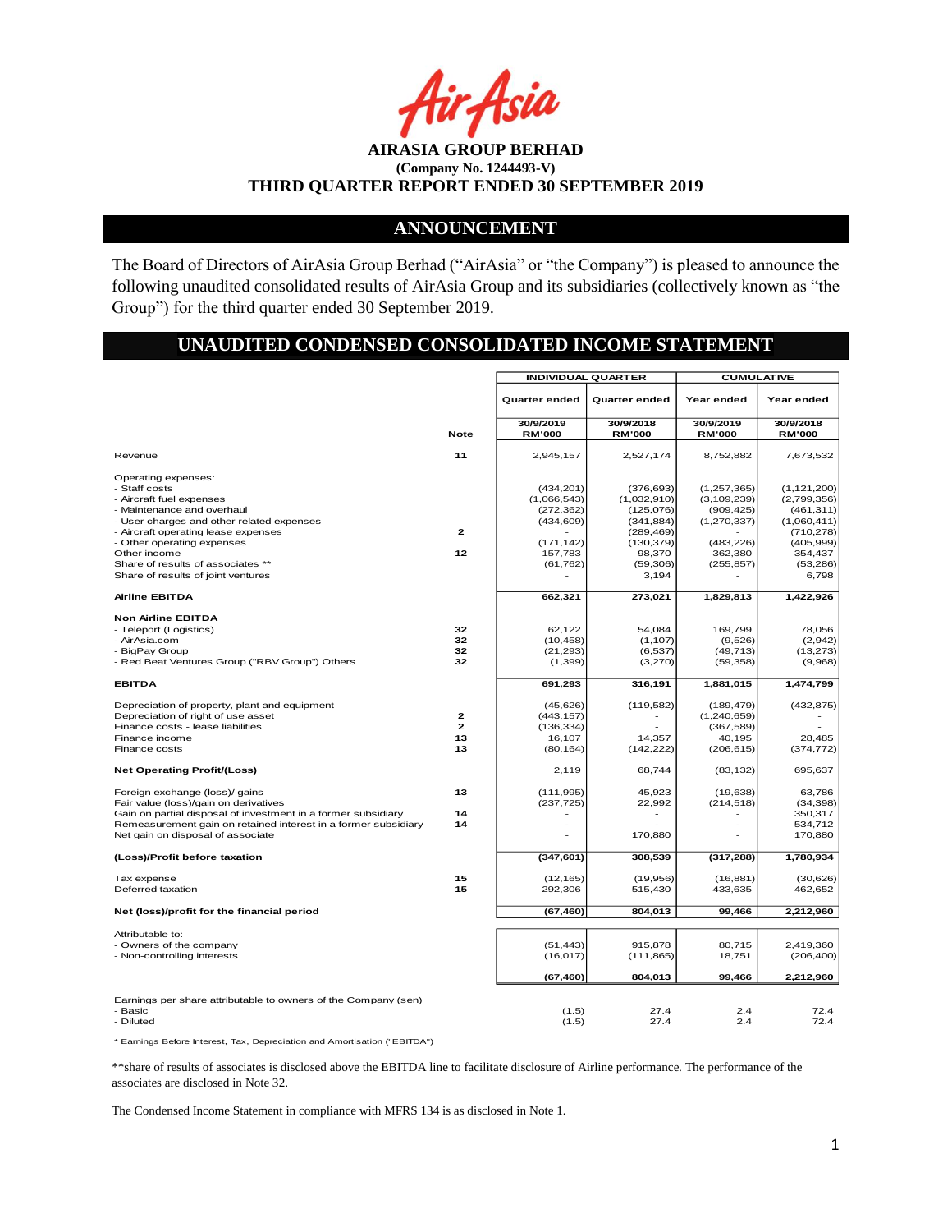**AIRASIA GROUP BERHAD**
**(Company No. 1244493-V)**
**THIRD QUARTER REPORT ENDED 30 SEPTEMBER 2019**

## ANNOUNCEMENT

The Board of Directors of AirAsia Group Berhad ("AirAsia" or "the Company") is pleased to announce the following unaudited consolidated results of AirAsia Group and its subsidiaries (collectively known as "the Group") for the third quarter ended 30 September 2019.

## UNAUDITED CONDENSED CONSOLIDATED INCOME STATEMENT

| | | INDIVIDUAL QUARTER | | CUMULATIVE | |
|---|---|---|---|---|---|
| | | Quarter ended | Quarter ended | Year ended | Year ended |
| | Note | 30/9/2019 RM'000 | 30/9/2018 RM'000 | 30/9/2019 RM'000 | 30/9/2018 RM'000 |
| Revenue | 11 | 2,945,157 | 2,527,174 | 8,752,882 | 7,673,532 |
| Operating expenses: | | | | | |
| - Staff costs | | (434,201) | (376,693) | (1,257,365) | (1,121,200) |
| - Aircraft fuel expenses | | (1,066,543) | (1,032,910) | (3,109,239) | (2,799,356) |
| - Maintenance and overhaul | | (272,362) | (125,076) | (909,425) | (461,311) |
| - User charges and other related expenses | | (434,609) | (341,884) | (1,270,337) | (1,060,411) |
| - Aircraft operating lease expenses | 2 | - | (289,469) | - | (710,278) |
| - Other operating expenses | | (171,142) | (130,379) | (483,226) | (405,999) |
| Other income | 12 | 157,783 | 98,370 | 362,380 | 354,437 |
| Share of results of associates ** | | (61,762) | (59,306) | (255,857) | (53,286) |
| Share of results of joint ventures | | - | 3,194 | - | 6,798 |
| **Airline EBITDA** | | **662,321** | **273,021** | **1,829,813** | **1,422,926** |
| **Non Airline EBITDA** | | | | | |
| - Teleport (Logistics) | 32 | 62,122 | 54,084 | 169,799 | 78,056 |
| - AirAsia.com | 32 | (10,458) | (1,107) | (9,526) | (2,942) |
| - BigPay Group | 32 | (21,293) | (6,537) | (49,713) | (13,273) |
| - Red Beat Ventures Group ("RBV Group") Others | 32 | (1,399) | (3,270) | (59,358) | (9,968) |
| **EBITDA** | | **691,293** | **316,191** | **1,881,015** | **1,474,799** |
| Depreciation of property, plant and equipment | | (45,626) | (119,582) | (189,479) | (432,875) |
| Depreciation of right of use asset | 2 | (443,157) | - | (1,240,659) | - |
| Finance costs - lease liabilities | 2 | (136,334) | - | (367,589) | - |
| Finance income | 13 | 16,107 | 14,357 | 40,195 | 28,485 |
| Finance costs | 13 | (80,164) | (142,222) | (206,615) | (374,772) |
| **Net Operating Profit/(Loss)** | | **2,119** | **68,744** | **(83,132)** | **695,637** |
| Foreign exchange (loss)/ gains | 13 | (111,995) | 45,923 | (19,638) | 63,786 |
| Fair value (loss)/gain on derivatives | | (237,725) | 22,992 | (214,518) | (34,398) |
| Gain on partial disposal of investment in a former subsidiary | 14 | - | - | - | 350,317 |
| Remeasurement gain on retained interest in a former subsidiary | 14 | - | - | - | 534,712 |
| Net gain on disposal of associate | | - | 170,880 | - | 170,880 |
| **(Loss)/Profit before taxation** | | **(347,601)** | **308,539** | **(317,288)** | **1,780,934** |
| Tax expense | 15 | (12,165) | (19,956) | (16,881) | (30,626) |
| Deferred taxation | 15 | 292,306 | 515,430 | 433,635 | 462,652 |
| **Net (loss)/profit for the financial period** | | **(67,460)** | **804,013** | **99,466** | **2,212,960** |
| Attributable to: | | | | | |
| - Owners of the company | | (51,443) | 915,878 | 80,715 | 2,419,360 |
| - Non-controlling interests | | (16,017) | (111,865) | 18,751 | (206,400) |
| | | **(67,460)** | **804,013** | **99,466** | **2,212,960** |
| Earnings per share attributable to owners of the Company (sen) | | | | | |
| - Basic | | (1.5) | 27.4 | 2.4 | 72.4 |
| - Diluted | | (1.5) | 27.4 | 2.4 | 72.4 |

* Earnings Before Interest, Tax, Depreciation and Amortisation ("EBITDA")

**share of results of associates is disclosed above the EBITDA line to facilitate disclosure of Airline performance. The performance of the associates are disclosed in Note 32.

The Condensed Income Statement in compliance with MFRS 134 is as disclosed in Note 1.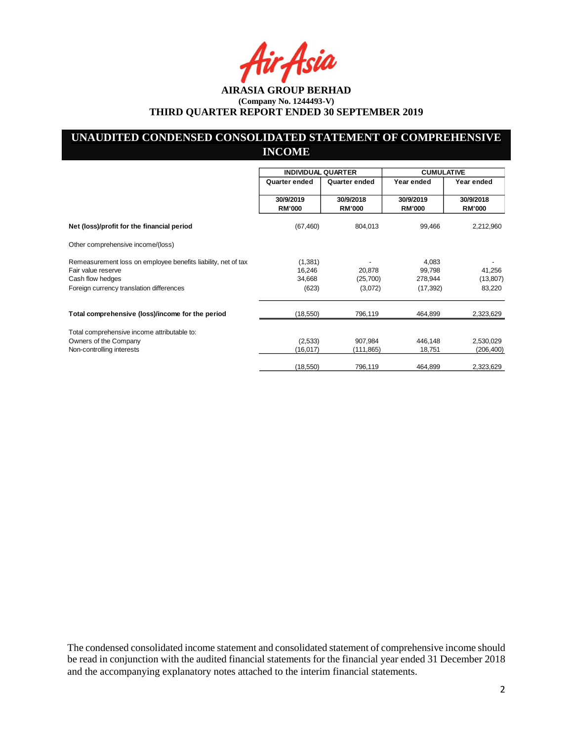**AIRASIA GROUP BERHAD**

**(Company No. 1244493-V)**

**THIRD QUARTER REPORT ENDED 30 SEPTEMBER 2019**

## UNAUDITED CONDENSED CONSOLIDATED STATEMENT OF COMPREHENSIVE INCOME

| | INDIVIDUAL QUARTER | | CUMULATIVE | |
|---|---|---|---|---|
| | Quarter ended | Quarter ended | Year ended | Year ended |
| | 30/9/2019<br>RM'000 | 30/9/2018<br>RM'000 | 30/9/2019<br>RM'000 | 30/9/2018<br>RM'000 |
| **Net (loss)/profit for the financial period** | (67,460) | 804,013 | 99,466 | 2,212,960 |
| Other comprehensive income/(loss) | | | | |
| Remeasurement loss on employee benefits liability, net of tax | (1,381) | - | 4,083 | - |
| Fair value reserve | 16,246 | 20,878 | 99,798 | 41,256 |
| Cash flow hedges | 34,668 | (25,700) | 278,944 | (13,807) |
| Foreign currency translation differences | (623) | (3,072) | (17,392) | 83,220 |
| **Total comprehensive (loss)/income for the period** | (18,550) | 796,119 | 464,899 | 2,323,629 |
| Total comprehensive income attributable to: | | | | |
| Owners of the Company | (2,533) | 907,984 | 446,148 | 2,530,029 |
| Non-controlling interests | (16,017) | (111,865) | 18,751 | (206,400) |
| | (18,550) | 796,119 | 464,899 | 2,323,629 |

The condensed consolidated income statement and consolidated statement of comprehensive income should be read in conjunction with the audited financial statements for the financial year ended 31 December 2018 and the accompanying explanatory notes attached to the interim financial statements.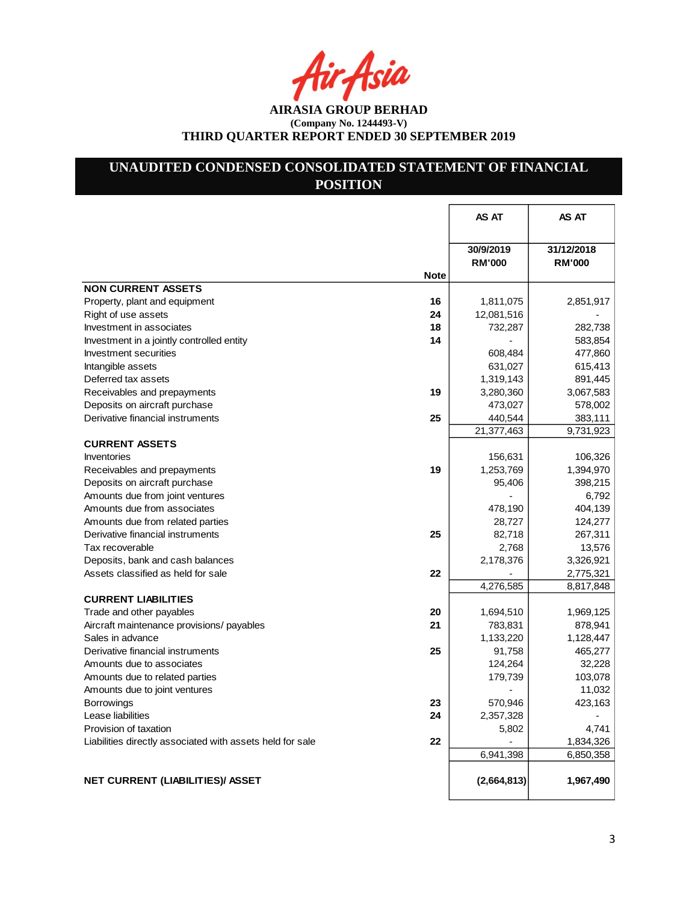**AIRASIA GROUP BERHAD**
**(Company No. 1244493-V)**
**THIRD QUARTER REPORT ENDED 30 SEPTEMBER 2019**

# UNAUDITED CONDENSED CONSOLIDATED STATEMENT OF FINANCIAL POSITION

| | Note | AS AT 30/9/2019 RM'000 | AS AT 31/12/2018 RM'000 |
|---|---|---|---|
| **NON CURRENT ASSETS** | | | |
| Property, plant and equipment | 16 | 1,811,075 | 2,851,917 |
| Right of use assets | 24 | 12,081,516 | - |
| Investment in associates | 18 | 732,287 | 282,738 |
| Investment in a jointly controlled entity | 14 | - | 583,854 |
| Investment securities | | 608,484 | 477,860 |
| Intangible assets | | 631,027 | 615,413 |
| Deferred tax assets | | 1,319,143 | 891,445 |
| Receivables and prepayments | 19 | 3,280,360 | 3,067,583 |
| Deposits on aircraft purchase | | 473,027 | 578,002 |
| Derivative financial instruments | 25 | 440,544 | 383,111 |
| | | 21,377,463 | 9,731,923 |
| **CURRENT ASSETS** | | | |
| Inventories | | 156,631 | 106,326 |
| Receivables and prepayments | 19 | 1,253,769 | 1,394,970 |
| Deposits on aircraft purchase | | 95,406 | 398,215 |
| Amounts due from joint ventures | | - | 6,792 |
| Amounts due from associates | | 478,190 | 404,139 |
| Amounts due from related parties | | 28,727 | 124,277 |
| Derivative financial instruments | 25 | 82,718 | 267,311 |
| Tax recoverable | | 2,768 | 13,576 |
| Deposits, bank and cash balances | | 2,178,376 | 3,326,921 |
| Assets classified as held for sale | 22 | - | 2,775,321 |
| | | 4,276,585 | 8,817,848 |
| **CURRENT LIABILITIES** | | | |
| Trade and other payables | 20 | 1,694,510 | 1,969,125 |
| Aircraft maintenance provisions/ payables | 21 | 783,831 | 878,941 |
| Sales in advance | | 1,133,220 | 1,128,447 |
| Derivative financial instruments | 25 | 91,758 | 465,277 |
| Amounts due to associates | | 124,264 | 32,228 |
| Amounts due to related parties | | 179,739 | 103,078 |
| Amounts due to joint ventures | | - | 11,032 |
| Borrowings | 23 | 570,946 | 423,163 |
| Lease liabilities | 24 | 2,357,328 | - |
| Provision of taxation | | 5,802 | 4,741 |
| Liabilities directly associated with assets held for sale | 22 | - | 1,834,326 |
| | | 6,941,398 | 6,850,358 |
| **NET CURRENT (LIABILITIES)/ ASSET** | | **(2,664,813)** | **1,967,490** |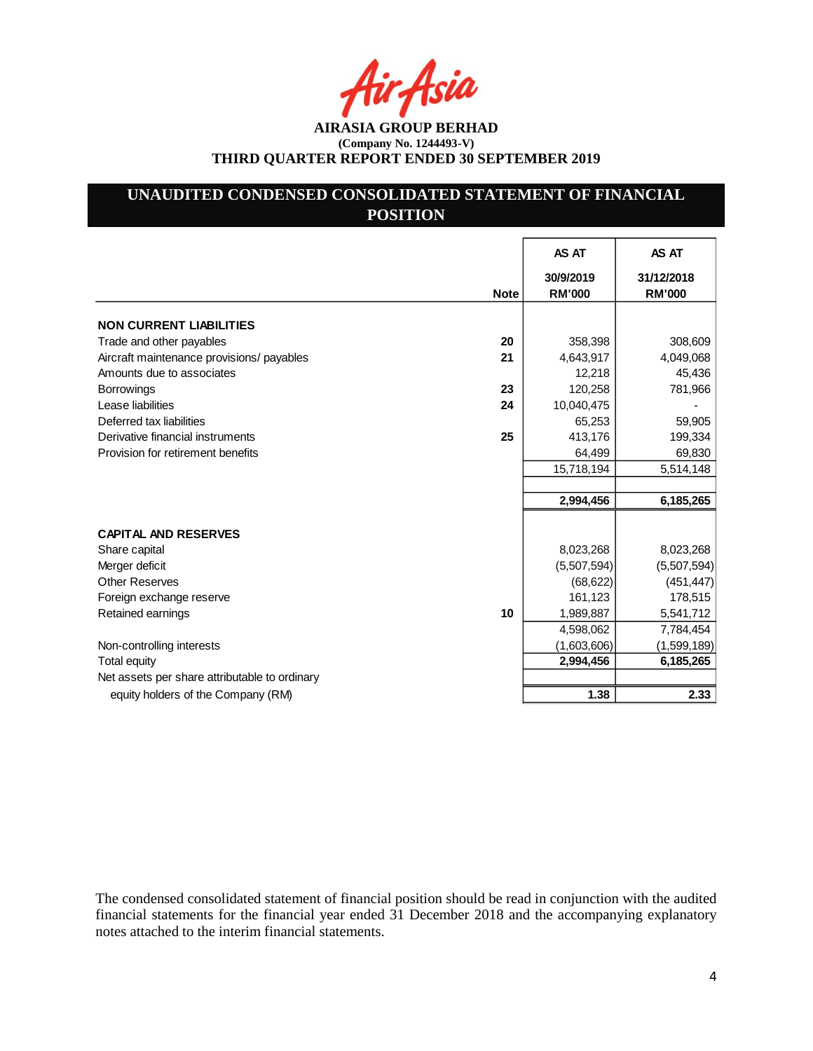**AIRASIA GROUP BERHAD**
**(Company No. 1244493-V)**
**THIRD QUARTER REPORT ENDED 30 SEPTEMBER 2019**

## UNAUDITED CONDENSED CONSOLIDATED STATEMENT OF FINANCIAL POSITION

| | Note | AS AT 30/9/2019 RM'000 | AS AT 31/12/2018 RM'000 |
|---|---|---|---|
| **NON CURRENT LIABILITIES** | | | |
| Trade and other payables | **20** | 358,398 | 308,609 |
| Aircraft maintenance provisions/ payables | **21** | 4,643,917 | 4,049,068 |
| Amounts due to associates | | 12,218 | 45,436 |
| Borrowings | **23** | 120,258 | 781,966 |
| Lease liabilities | **24** | 10,040,475 | - |
| Deferred tax liabilities | | 65,253 | 59,905 |
| Derivative financial instruments | **25** | 413,176 | 199,334 |
| Provision for retirement benefits | | 64,499 | 69,830 |
| | | 15,718,194 | 5,514,148 |
| | | | |
| | | **2,994,456** | **6,185,265** |
| | | | |
| **CAPITAL AND RESERVES** | | | |
| Share capital | | 8,023,268 | 8,023,268 |
| Merger deficit | | (5,507,594) | (5,507,594) |
| Other Reserves | | (68,622) | (451,447) |
| Foreign exchange reserve | | 161,123 | 178,515 |
| Retained earnings | **10** | 1,989,887 | 5,541,712 |
| | | 4,598,062 | 7,784,454 |
| Non-controlling interests | | (1,603,606) | (1,599,189) |
| Total equity | | **2,994,456** | **6,185,265** |
| Net assets per share attributable to ordinary equity holders of the Company (RM) | | **1.38** | **2.33** |

The condensed consolidated statement of financial position should be read in conjunction with the audited financial statements for the financial year ended 31 December 2018 and the accompanying explanatory notes attached to the interim financial statements.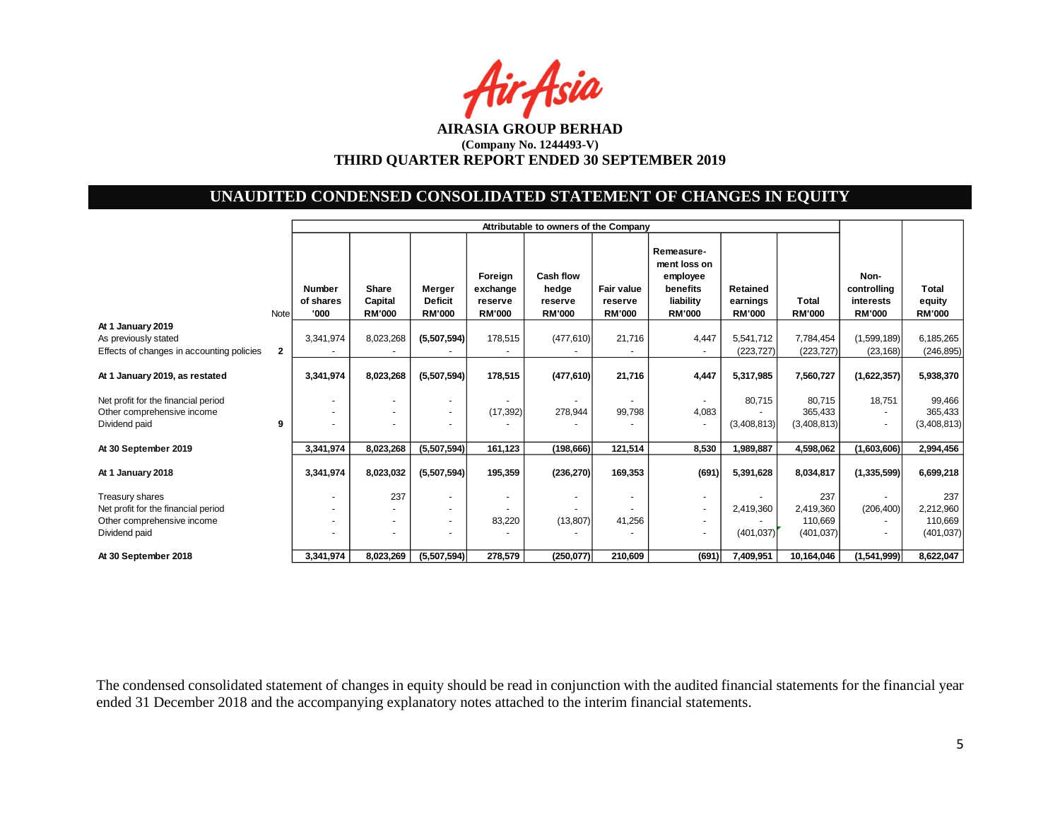# AIRASIA GROUP BERHAD

**(Company No. 1244493-V)**

**THIRD QUARTER REPORT ENDED 30 SEPTEMBER 2019**

## UNAUDITED CONDENSED CONSOLIDATED STATEMENT OF CHANGES IN EQUITY

| | | Attributable to owners of the Company | | | | | | | | | | | |
|---|---|---|---|---|---|---|---|---|---|---|---|---|---|
| | Note | Number of shares '000 | Share Capital RM'000 | Merger Deficit RM'000 | Foreign exchange reserve RM'000 | Cash flow hedge reserve RM'000 | Fair value reserve RM'000 | Remeasure-ment loss on employee benefits liability RM'000 | Retained earnings RM'000 | Total RM'000 | Non-controlling interests RM'000 | Total equity RM'000 |
| **At 1 January 2019** | | | | | | | | | | | | |
| As previously stated | | 3,341,974 | 8,023,268 | **(5,507,594)** | 178,515 | (477,610) | 21,716 | 4,447 | 5,541,712 | 7,784,454 | (1,599,189) | 6,185,265 |
| Effects of changes in accounting policies | 2 | - | - | - | - | - | - | - | (223,727) | (223,727) | (23,168) | (246,895) |
| **At 1 January 2019, as restated** | | **3,341,974** | **8,023,268** | **(5,507,594)** | **178,515** | **(477,610)** | **21,716** | **4,447** | **5,317,985** | **7,560,727** | **(1,622,357)** | **5,938,370** |
| Net profit for the financial period | | - | - | - | - | - | - | - | 80,715 | 80,715 | 18,751 | 99,466 |
| Other comprehensive income | | - | - | - | (17,392) | 278,944 | 99,798 | 4,083 | - | 365,433 | - | 365,433 |
| Dividend paid | 9 | - | - | - | - | - | - | - | (3,408,813) | (3,408,813) | - | (3,408,813) |
| **At 30 September 2019** | | **3,341,974** | **8,023,268** | **(5,507,594)** | **161,123** | **(198,666)** | **121,514** | **8,530** | **1,989,887** | **4,598,062** | **(1,603,606)** | **2,994,456** |
| **At 1 January 2018** | | **3,341,974** | **8,023,032** | **(5,507,594)** | **195,359** | **(236,270)** | **169,353** | **(691)** | **5,391,628** | **8,034,817** | **(1,335,599)** | **6,699,218** |
| Treasury shares | | - | 237 | - | - | - | - | - | - | 237 | - | 237 |
| Net profit for the financial period | | - | - | - | - | - | - | - | 2,419,360 | 2,419,360 | (206,400) | 2,212,960 |
| Other comprehensive income | | - | - | - | 83,220 | (13,807) | 41,256 | - | - | 110,669 | - | 110,669 |
| Dividend paid | | - | - | - | - | - | - | - | (401,037) | (401,037) | - | (401,037) |
| **At 30 September 2018** | | **3,341,974** | **8,023,269** | **(5,507,594)** | **278,579** | **(250,077)** | **210,609** | **(691)** | **7,409,951** | **10,164,046** | **(1,541,999)** | **8,622,047** |

The condensed consolidated statement of changes in equity should be read in conjunction with the audited financial statements for the financial year ended 31 December 2018 and the accompanying explanatory notes attached to the interim financial statements.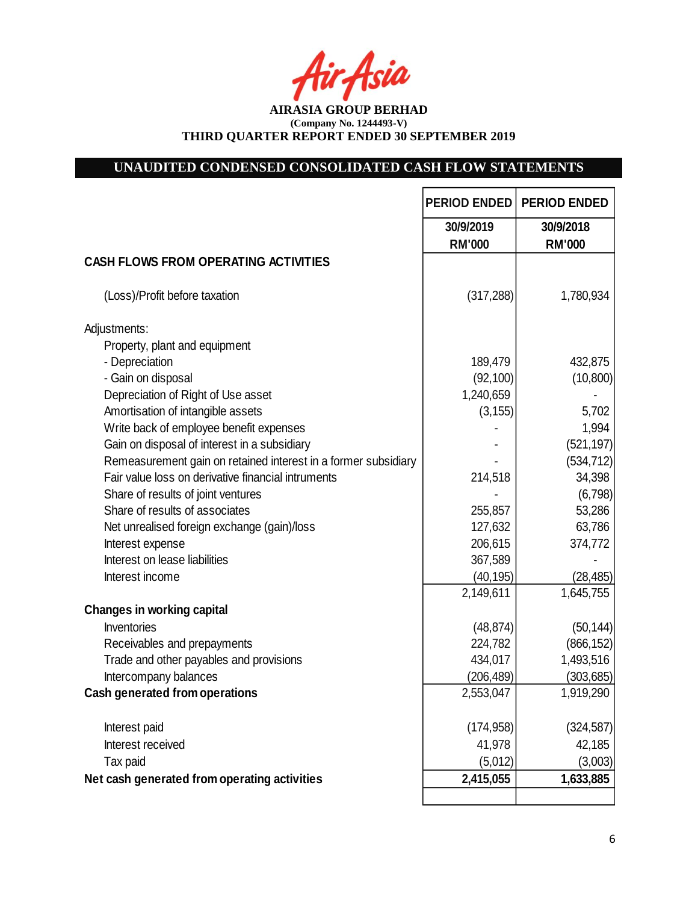**AirAsia**

**AIRASIA GROUP BERHAD**
**(Company No. 1244493-V)**
**THIRD QUARTER REPORT ENDED 30 SEPTEMBER 2019**

## UNAUDITED CONDENSED CONSOLIDATED CASH FLOW STATEMENTS

| | PERIOD ENDED | PERIOD ENDED |
|---|---|---|
| | 30/9/2019 | 30/9/2018 |
| | RM'000 | RM'000 |
| **CASH FLOWS FROM OPERATING ACTIVITIES** | | |
| (Loss)/Profit before taxation | (317,288) | 1,780,934 |
| Adjustments: | | |
| Property, plant and equipment | | |
| - Depreciation | 189,479 | 432,875 |
| - Gain on disposal | (92,100) | (10,800) |
| Depreciation of Right of Use asset | 1,240,659 | - |
| Amortisation of intangible assets | (3,155) | 5,702 |
| Write back of employee benefit expenses | - | 1,994 |
| Gain on disposal of interest in a subsidiary | - | (521,197) |
| Remeasurement gain on retained interest in a former subsidiary | - | (534,712) |
| Fair value loss on derivative financial intruments | 214,518 | 34,398 |
| Share of results of joint ventures | - | (6,798) |
| Share of results of associates | 255,857 | 53,286 |
| Net unrealised foreign exchange (gain)/loss | 127,632 | 63,786 |
| Interest expense | 206,615 | 374,772 |
| Interest on lease liabilities | 367,589 | - |
| Interest income | (40,195) | (28,485) |
| | 2,149,611 | 1,645,755 |
| **Changes in working capital** | | |
| Inventories | (48,874) | (50,144) |
| Receivables and prepayments | 224,782 | (866,152) |
| Trade and other payables and provisions | 434,017 | 1,493,516 |
| Intercompany balances | (206,489) | (303,685) |
| **Cash generated from operations** | 2,553,047 | 1,919,290 |
| Interest paid | (174,958) | (324,587) |
| Interest received | 41,978 | 42,185 |
| Tax paid | (5,012) | (3,003) |
| **Net cash generated from operating activities** | **2,415,055** | **1,633,885** |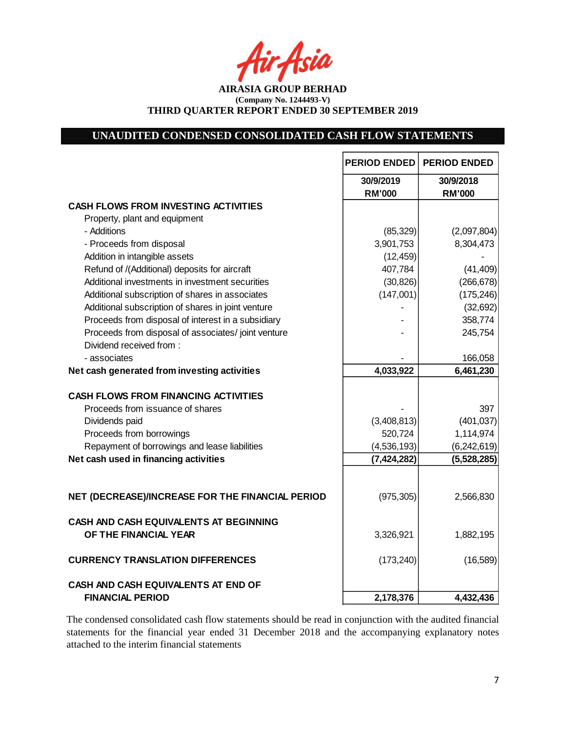**AIRASIA GROUP BERHAD**
**(Company No. 1244493-V)**
**THIRD QUARTER REPORT ENDED 30 SEPTEMBER 2019**

## UNAUDITED CONDENSED CONSOLIDATED CASH FLOW STATEMENTS

| | PERIOD ENDED | PERIOD ENDED |
|---|---|---|
| | 30/9/2019 | 30/9/2018 |
| | RM'000 | RM'000 |
| **CASH FLOWS FROM INVESTING ACTIVITIES** | | |
| Property, plant and equipment | | |
| - Additions | (85,329) | (2,097,804) |
| - Proceeds from disposal | 3,901,753 | 8,304,473 |
| Addition in intangible assets | (12,459) | - |
| Refund of /(Additional) deposits for aircraft | 407,784 | (41,409) |
| Additional investments in investment securities | (30,826) | (266,678) |
| Additional subscription of shares in associates | (147,001) | (175,246) |
| Additional subscription of shares in joint venture | - | (32,692) |
| Proceeds from disposal of interest in a subsidiary | - | 358,774 |
| Proceeds from disposal of associates/ joint venture | - | 245,754 |
| Dividend received from : | | |
| - associates | - | 166,058 |
| **Net cash generated from investing activities** | **4,033,922** | **6,461,230** |
| **CASH FLOWS FROM FINANCING ACTIVITIES** | | |
| Proceeds from issuance of shares | - | 397 |
| Dividends paid | (3,408,813) | (401,037) |
| Proceeds from borrowings | 520,724 | 1,114,974 |
| Repayment of borrowings and lease liabilities | (4,536,193) | (6,242,619) |
| **Net cash used in financing activities** | **(7,424,282)** | **(5,528,285)** |
| **NET (DECREASE)/INCREASE FOR THE FINANCIAL PERIOD** | (975,305) | 2,566,830 |
| **CASH AND CASH EQUIVALENTS AT BEGINNING OF THE FINANCIAL YEAR** | 3,326,921 | 1,882,195 |
| **CURRENCY TRANSLATION DIFFERENCES** | (173,240) | (16,589) |
| **CASH AND CASH EQUIVALENTS AT END OF FINANCIAL PERIOD** | **2,178,376** | **4,432,436** |

The condensed consolidated cash flow statements should be read in conjunction with the audited financial statements for the financial year ended 31 December 2018 and the accompanying explanatory notes attached to the interim financial statements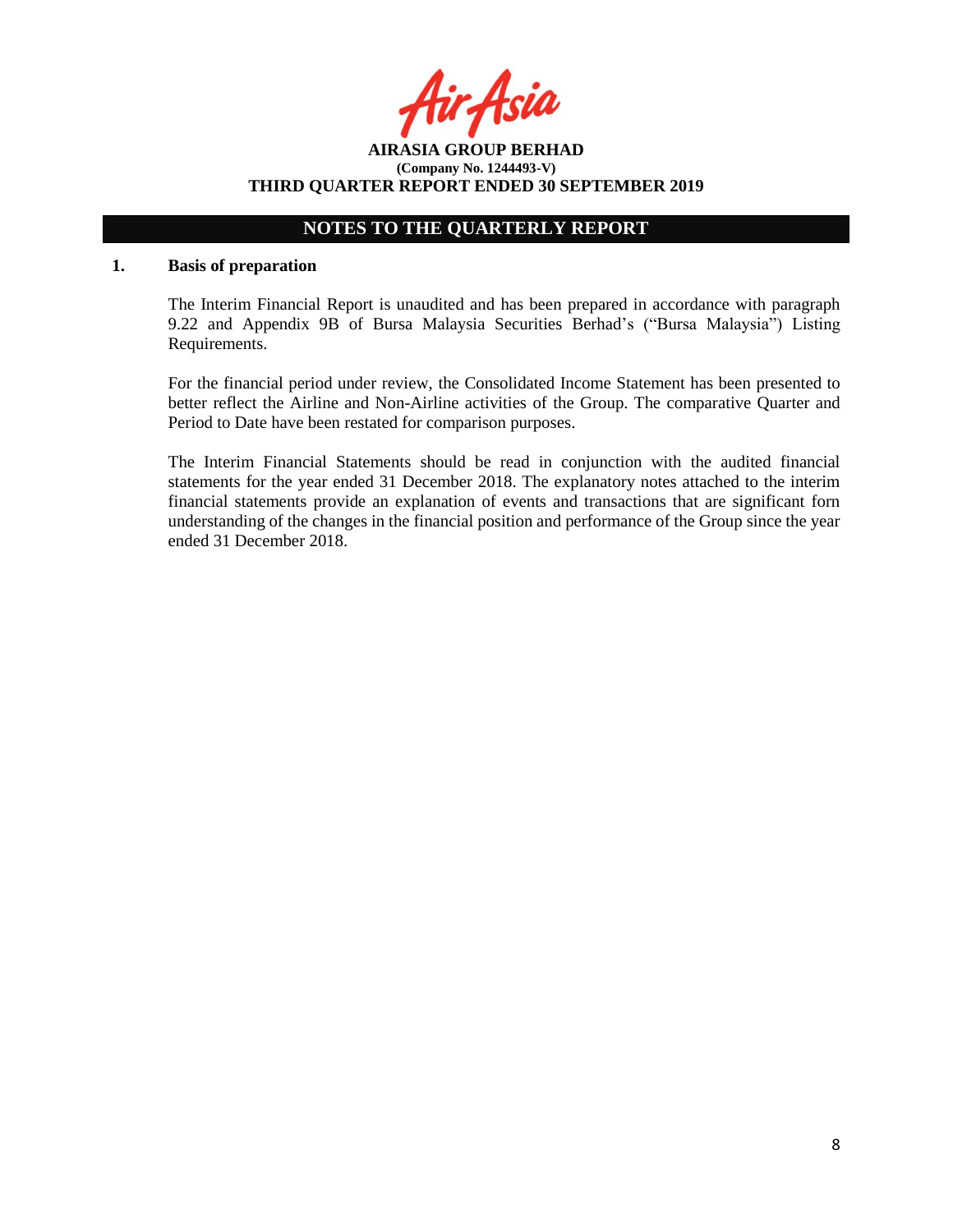**AIRASIA GROUP BERHAD**
**(Company No. 1244493-V)**
**THIRD QUARTER REPORT ENDED 30 SEPTEMBER 2019**

## NOTES TO THE QUARTERLY REPORT

**1. Basis of preparation**

The Interim Financial Report is unaudited and has been prepared in accordance with paragraph 9.22 and Appendix 9B of Bursa Malaysia Securities Berhad's ("Bursa Malaysia") Listing Requirements.

For the financial period under review, the Consolidated Income Statement has been presented to better reflect the Airline and Non-Airline activities of the Group. The comparative Quarter and Period to Date have been restated for comparison purposes.

The Interim Financial Statements should be read in conjunction with the audited financial statements for the year ended 31 December 2018. The explanatory notes attached to the interim financial statements provide an explanation of events and transactions that are significant forn understanding of the changes in the financial position and performance of the Group since the year ended 31 December 2018.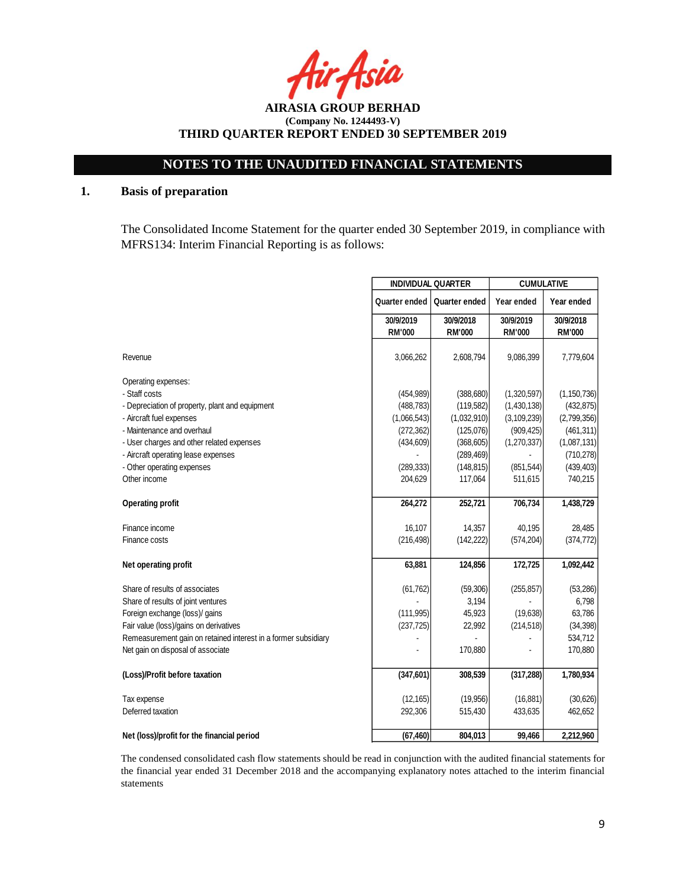**AIRASIA GROUP BERHAD**
**(Company No. 1244493-V)**
**THIRD QUARTER REPORT ENDED 30 SEPTEMBER 2019**

## NOTES TO THE UNAUDITED FINANCIAL STATEMENTS

### 1. Basis of preparation

The Consolidated Income Statement for the quarter ended 30 September 2019, in compliance with MFRS134: Interim Financial Reporting is as follows:

| | INDIVIDUAL QUARTER | | CUMULATIVE | |
|---|---|---|---|---|
| | Quarter ended | Quarter ended | Year ended | Year ended |
| | 30/9/2019 RM'000 | 30/9/2018 RM'000 | 30/9/2019 RM'000 | 30/9/2018 RM'000 |
| Revenue | 3,066,262 | 2,608,794 | 9,086,399 | 7,779,604 |
| Operating expenses: | | | | |
| - Staff costs | (454,989) | (388,680) | (1,320,597) | (1,150,736) |
| - Depreciation of property, plant and equipment | (488,783) | (119,582) | (1,430,138) | (432,875) |
| - Aircraft fuel expenses | (1,066,543) | (1,032,910) | (3,109,239) | (2,799,356) |
| - Maintenance and overhaul | (272,362) | (125,076) | (909,425) | (461,311) |
| - User charges and other related expenses | (434,609) | (368,605) | (1,270,337) | (1,087,131) |
| - Aircraft operating lease expenses | - | (289,469) | - | (710,278) |
| - Other operating expenses | (289,333) | (148,815) | (851,544) | (439,403) |
| Other income | 204,629 | 117,064 | 511,615 | 740,215 |
| **Operating profit** | **264,272** | **252,721** | **706,734** | **1,438,729** |
| Finance income | 16,107 | 14,357 | 40,195 | 28,485 |
| Finance costs | (216,498) | (142,222) | (574,204) | (374,772) |
| **Net operating profit** | **63,881** | **124,856** | **172,725** | **1,092,442** |
| Share of results of associates | (61,762) | (59,306) | (255,857) | (53,286) |
| Share of results of joint ventures | - | 3,194 | - | 6,798 |
| Foreign exchange (loss)/ gains | (111,995) | 45,923 | (19,638) | 63,786 |
| Fair value (loss)/gains on derivatives | (237,725) | 22,992 | (214,518) | (34,398) |
| Remeasurement gain on retained interest in a former subsidiary | - | - | - | 534,712 |
| Net gain on disposal of associate | - | 170,880 | - | 170,880 |
| **(Loss)/Profit before taxation** | **(347,601)** | **308,539** | **(317,288)** | **1,780,934** |
| Tax expense | (12,165) | (19,956) | (16,881) | (30,626) |
| Deferred taxation | 292,306 | 515,430 | 433,635 | 462,652 |
| **Net (loss)/profit for the financial period** | **(67,460)** | **804,013** | **99,466** | **2,212,960** |

The condensed consolidated cash flow statements should be read in conjunction with the audited financial statements for the financial year ended 31 December 2018 and the accompanying explanatory notes attached to the interim financial statements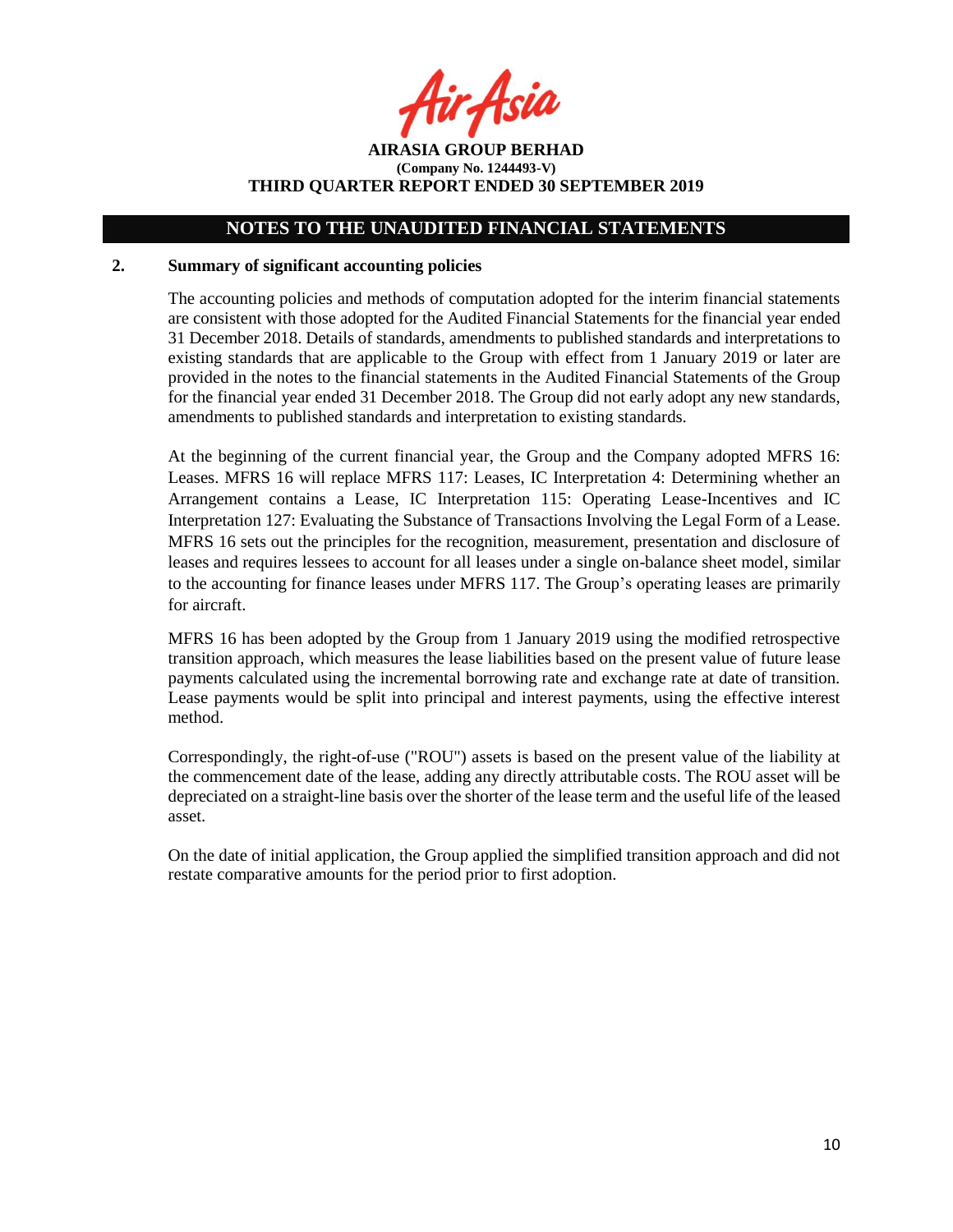## NOTES TO THE UNAUDITED FINANCIAL STATEMENTS

### 2. Summary of significant accounting policies

The accounting policies and methods of computation adopted for the interim financial statements are consistent with those adopted for the Audited Financial Statements for the financial year ended 31 December 2018. Details of standards, amendments to published standards and interpretations to existing standards that are applicable to the Group with effect from 1 January 2019 or later are provided in the notes to the financial statements in the Audited Financial Statements of the Group for the financial year ended 31 December 2018. The Group did not early adopt any new standards, amendments to published standards and interpretation to existing standards.

At the beginning of the current financial year, the Group and the Company adopted MFRS 16: Leases. MFRS 16 will replace MFRS 117: Leases, IC Interpretation 4: Determining whether an Arrangement contains a Lease, IC Interpretation 115: Operating Lease-Incentives and IC Interpretation 127: Evaluating the Substance of Transactions Involving the Legal Form of a Lease. MFRS 16 sets out the principles for the recognition, measurement, presentation and disclosure of leases and requires lessees to account for all leases under a single on-balance sheet model, similar to the accounting for finance leases under MFRS 117. The Group's operating leases are primarily for aircraft.

MFRS 16 has been adopted by the Group from 1 January 2019 using the modified retrospective transition approach, which measures the lease liabilities based on the present value of future lease payments calculated using the incremental borrowing rate and exchange rate at date of transition. Lease payments would be split into principal and interest payments, using the effective interest method.

Correspondingly, the right-of-use ("ROU") assets is based on the present value of the liability at the commencement date of the lease, adding any directly attributable costs. The ROU asset will be depreciated on a straight-line basis over the shorter of the lease term and the useful life of the leased asset.

On the date of initial application, the Group applied the simplified transition approach and did not restate comparative amounts for the period prior to first adoption.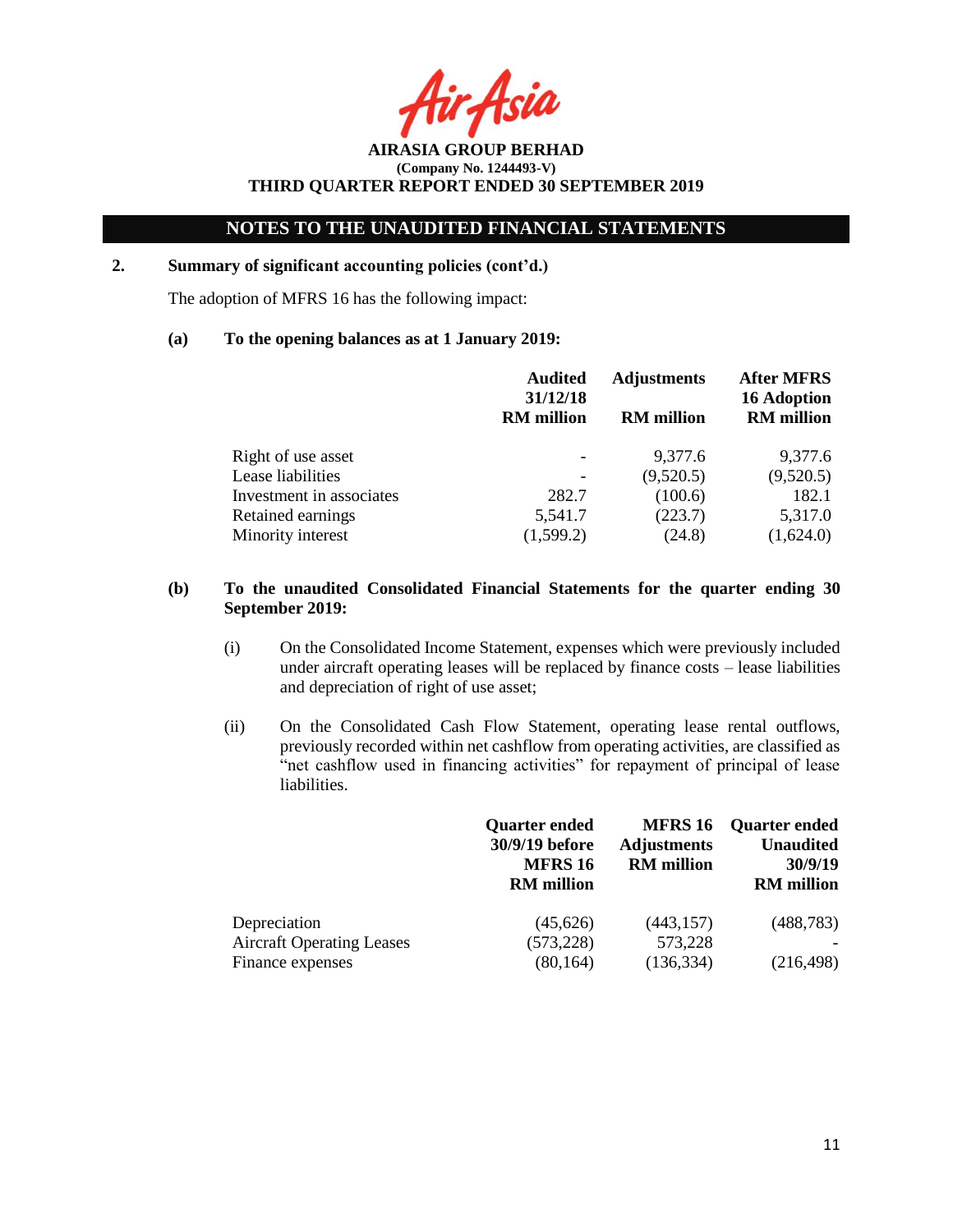## NOTES TO THE UNAUDITED FINANCIAL STATEMENTS

**2. Summary of significant accounting policies (cont'd.)**

The adoption of MFRS 16 has the following impact:

**(a) To the opening balances as at 1 January 2019:**

| | Audited 31/12/18 RM million | Adjustments RM million | After MFRS 16 Adoption RM million |
|---|---|---|---|
| Right of use asset | - | 9,377.6 | 9,377.6 |
| Lease liabilities | - | (9,520.5) | (9,520.5) |
| Investment in associates | 282.7 | (100.6) | 182.1 |
| Retained earnings | 5,541.7 | (223.7) | 5,317.0 |
| Minority interest | (1,599.2) | (24.8) | (1,624.0) |

**(b) To the unaudited Consolidated Financial Statements for the quarter ending 30 September 2019:**

(i) On the Consolidated Income Statement, expenses which were previously included under aircraft operating leases will be replaced by finance costs – lease liabilities and depreciation of right of use asset;

(ii) On the Consolidated Cash Flow Statement, operating lease rental outflows, previously recorded within net cashflow from operating activities, are classified as "net cashflow used in financing activities" for repayment of principal of lease liabilities.

| | Quarter ended 30/9/19 before MFRS 16 RM million | MFRS 16 Adjustments RM million | Quarter ended Unaudited 30/9/19 RM million |
|---|---|---|---|
| Depreciation | (45,626) | (443,157) | (488,783) |
| Aircraft Operating Leases | (573,228) | 573,228 | - |
| Finance expenses | (80,164) | (136,334) | (216,498) |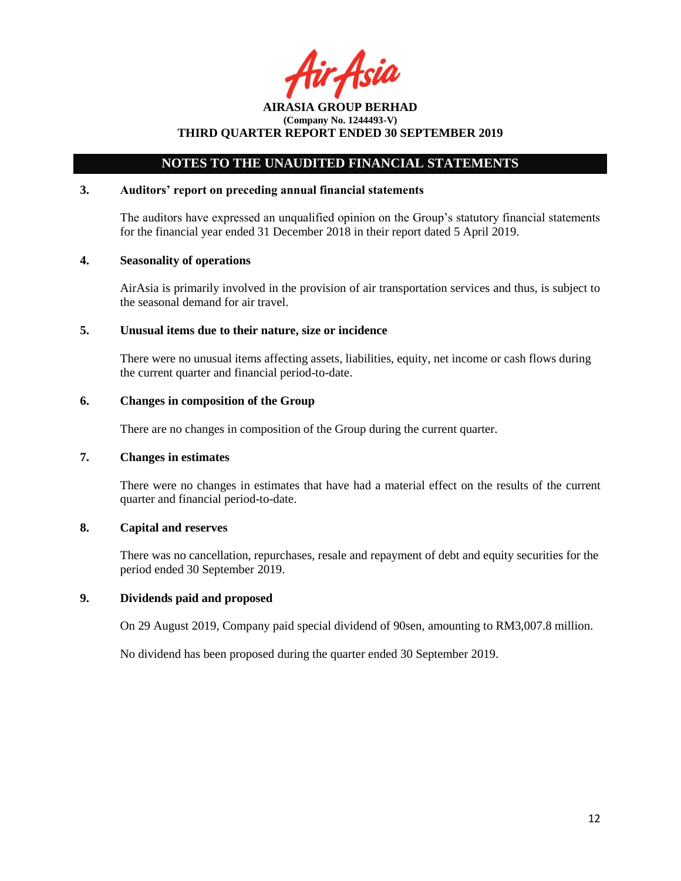**AIRASIA GROUP BERHAD**
**(Company No. 1244493-V)**
**THIRD QUARTER REPORT ENDED 30 SEPTEMBER 2019**

## NOTES TO THE UNAUDITED FINANCIAL STATEMENTS

### 3. Auditors' report on preceding annual financial statements

The auditors have expressed an unqualified opinion on the Group's statutory financial statements for the financial year ended 31 December 2018 in their report dated 5 April 2019.

### 4. Seasonality of operations

AirAsia is primarily involved in the provision of air transportation services and thus, is subject to the seasonal demand for air travel.

### 5. Unusual items due to their nature, size or incidence

There were no unusual items affecting assets, liabilities, equity, net income or cash flows during the current quarter and financial period-to-date.

### 6. Changes in composition of the Group

There are no changes in composition of the Group during the current quarter.

### 7. Changes in estimates

There were no changes in estimates that have had a material effect on the results of the current quarter and financial period-to-date.

### 8. Capital and reserves

There was no cancellation, repurchases, resale and repayment of debt and equity securities for the period ended 30 September 2019.

### 9. Dividends paid and proposed

On 29 August 2019, Company paid special dividend of 90sen, amounting to RM3,007.8 million.

No dividend has been proposed during the quarter ended 30 September 2019.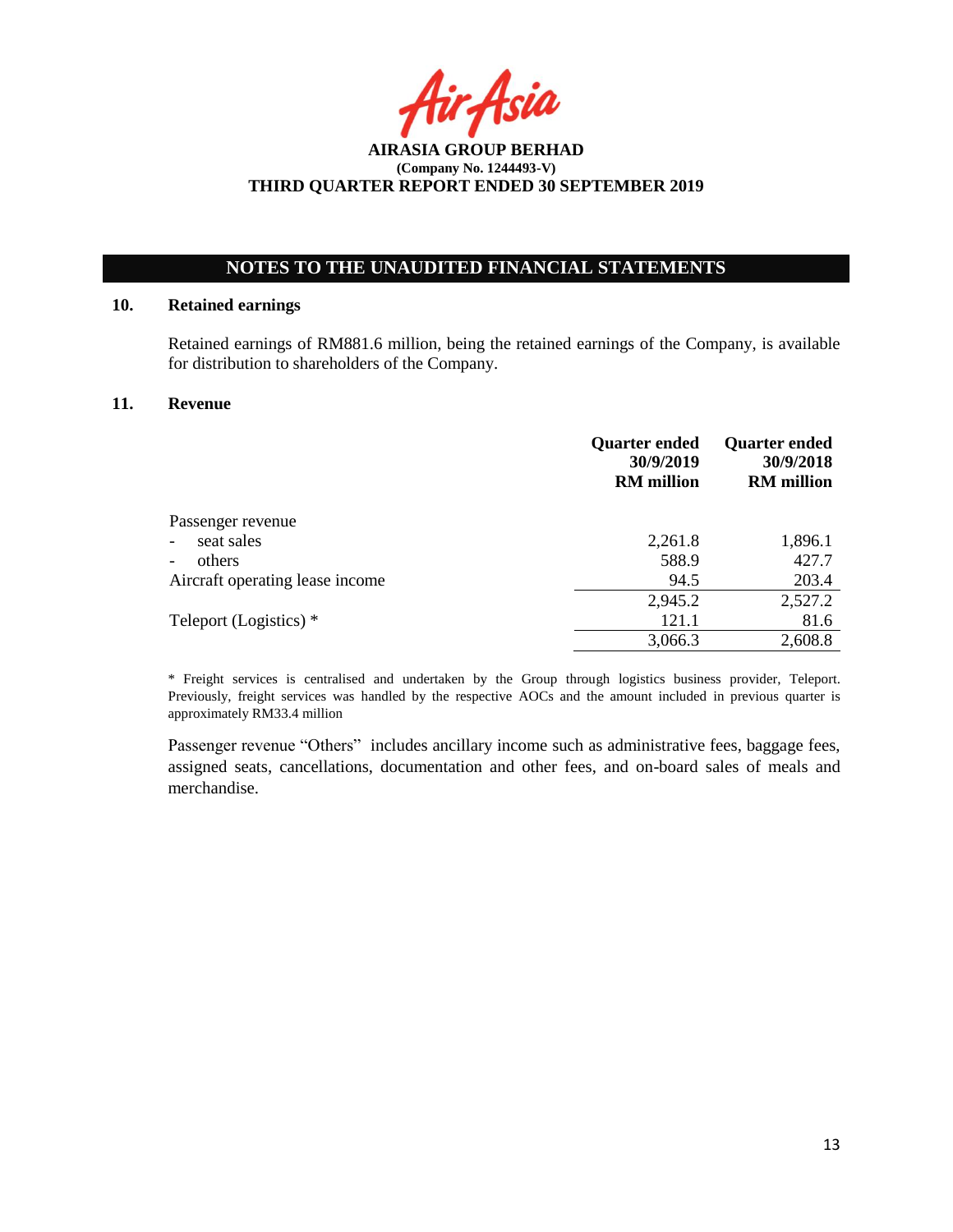**AIRASIA GROUP BERHAD**
**(Company No. 1244493-V)**
**THIRD QUARTER REPORT ENDED 30 SEPTEMBER 2019**

## NOTES TO THE UNAUDITED FINANCIAL STATEMENTS

### 10. Retained earnings

Retained earnings of RM881.6 million, being the retained earnings of the Company, is available for distribution to shareholders of the Company.

### 11. Revenue

| | Quarter ended 30/9/2019 RM million | Quarter ended 30/9/2018 RM million |
|---|---|---|
| Passenger revenue | | |
| - seat sales | 2,261.8 | 1,896.1 |
| - others | 588.9 | 427.7 |
| Aircraft operating lease income | 94.5 | 203.4 |
| | 2,945.2 | 2,527.2 |
| Teleport (Logistics) * | 121.1 | 81.6 |
| | 3,066.3 | 2,608.8 |

\* Freight services is centralised and undertaken by the Group through logistics business provider, Teleport. Previously, freight services was handled by the respective AOCs and the amount included in previous quarter is approximately RM33.4 million

Passenger revenue "Others" includes ancillary income such as administrative fees, baggage fees, assigned seats, cancellations, documentation and other fees, and on-board sales of meals and merchandise.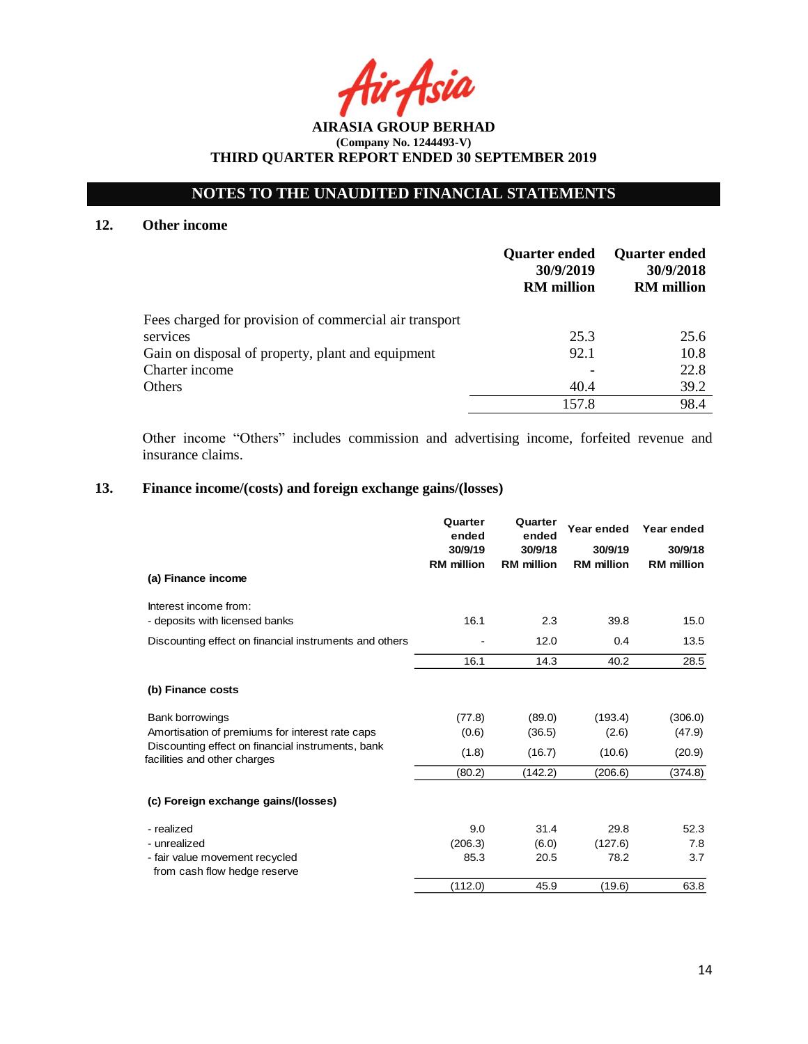AIRASIA GROUP BERHAD
(Company No. 1244493-V)
THIRD QUARTER REPORT ENDED 30 SEPTEMBER 2019

## NOTES TO THE UNAUDITED FINANCIAL STATEMENTS

### 12. Other income

| | Quarter ended 30/9/2019 RM million | Quarter ended 30/9/2018 RM million |
|---|---|---|
| Fees charged for provision of commercial air transport services | 25.3 | 25.6 |
| Gain on disposal of property, plant and equipment | 92.1 | 10.8 |
| Charter income | - | 22.8 |
| Others | 40.4 | 39.2 |
| | 157.8 | 98.4 |

Other income "Others" includes commission and advertising income, forfeited revenue and insurance claims.

### 13. Finance income/(costs) and foreign exchange gains/(losses)

| | Quarter ended 30/9/19 RM million | Quarter ended 30/9/18 RM million | Year ended 30/9/19 RM million | Year ended 30/9/18 RM million |
|---|---|---|---|---|
| **(a) Finance income** | | | | |
| Interest income from: | | | | |
| - deposits with licensed banks | 16.1 | 2.3 | 39.8 | 15.0 |
| Discounting effect on financial instruments and others | - | 12.0 | 0.4 | 13.5 |
| | 16.1 | 14.3 | 40.2 | 28.5 |
| **(b) Finance costs** | | | | |
| Bank borrowings | (77.8) | (89.0) | (193.4) | (306.0) |
| Amortisation of premiums for interest rate caps | (0.6) | (36.5) | (2.6) | (47.9) |
| Discounting effect on financial instruments, bank facilities and other charges | (1.8) | (16.7) | (10.6) | (20.9) |
| | (80.2) | (142.2) | (206.6) | (374.8) |
| **(c) Foreign exchange gains/(losses)** | | | | |
| - realized | 9.0 | 31.4 | 29.8 | 52.3 |
| - unrealized | (206.3) | (6.0) | (127.6) | 7.8 |
| - fair value movement recycled from cash flow hedge reserve | 85.3 | 20.5 | 78.2 | 3.7 |
| | (112.0) | 45.9 | (19.6) | 63.8 |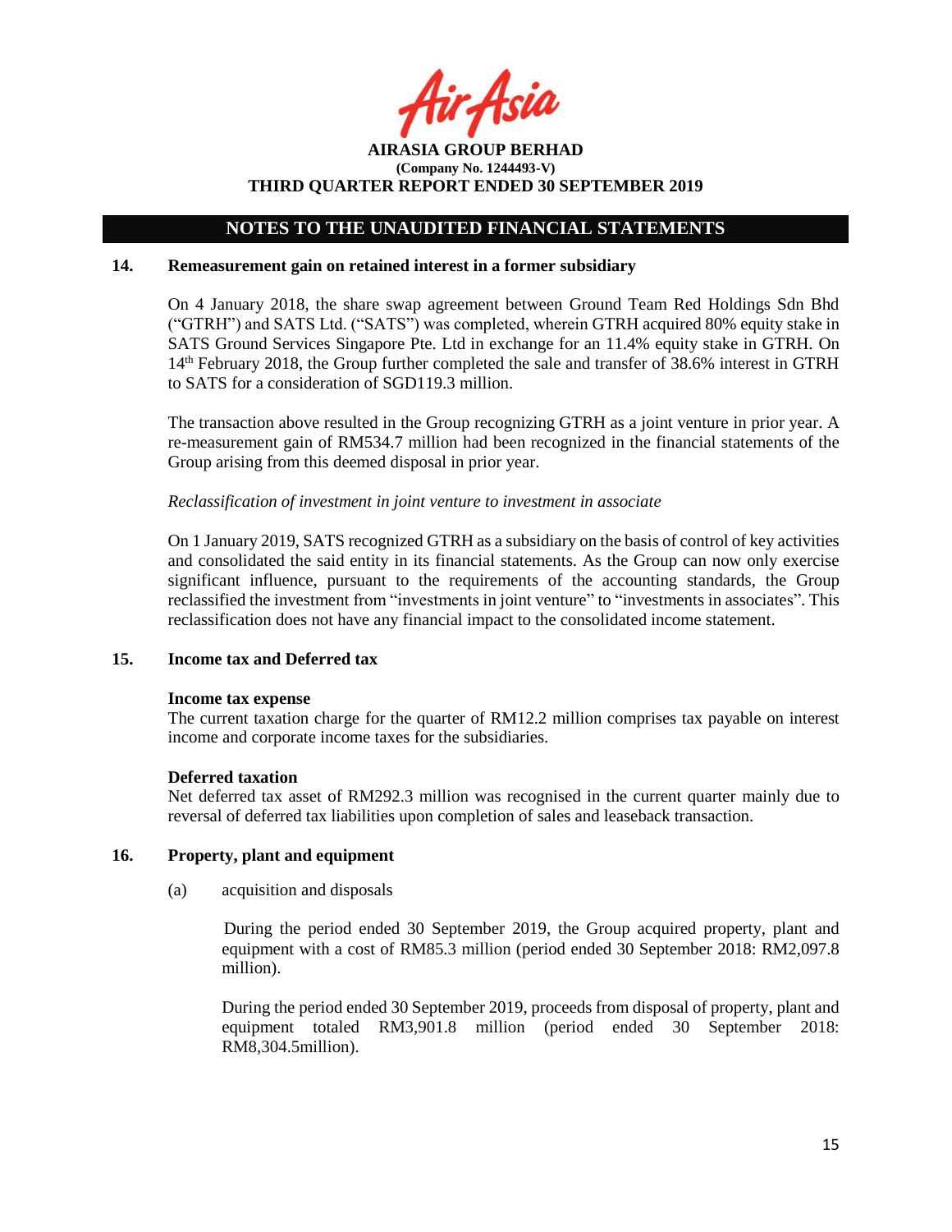## NOTES TO THE UNAUDITED FINANCIAL STATEMENTS

### 14. Remeasurement gain on retained interest in a former subsidiary

On 4 January 2018, the share swap agreement between Ground Team Red Holdings Sdn Bhd ("GTRH") and SATS Ltd. ("SATS") was completed, wherein GTRH acquired 80% equity stake in SATS Ground Services Singapore Pte. Ltd in exchange for an 11.4% equity stake in GTRH. On 14th February 2018, the Group further completed the sale and transfer of 38.6% interest in GTRH to SATS for a consideration of SGD119.3 million.

The transaction above resulted in the Group recognizing GTRH as a joint venture in prior year. A re-measurement gain of RM534.7 million had been recognized in the financial statements of the Group arising from this deemed disposal in prior year.

*Reclassification of investment in joint venture to investment in associate*

On 1 January 2019, SATS recognized GTRH as a subsidiary on the basis of control of key activities and consolidated the said entity in its financial statements. As the Group can now only exercise significant influence, pursuant to the requirements of the accounting standards, the Group reclassified the investment from "investments in joint venture" to "investments in associates". This reclassification does not have any financial impact to the consolidated income statement.

### 15. Income tax and Deferred tax

**Income tax expense**

The current taxation charge for the quarter of RM12.2 million comprises tax payable on interest income and corporate income taxes for the subsidiaries.

**Deferred taxation**

Net deferred tax asset of RM292.3 million was recognised in the current quarter mainly due to reversal of deferred tax liabilities upon completion of sales and leaseback transaction.

### 16. Property, plant and equipment

(a) acquisition and disposals

During the period ended 30 September 2019, the Group acquired property, plant and equipment with a cost of RM85.3 million (period ended 30 September 2018: RM2,097.8 million).

During the period ended 30 September 2019, proceeds from disposal of property, plant and equipment totaled RM3,901.8 million (period ended 30 September 2018: RM8,304.5million).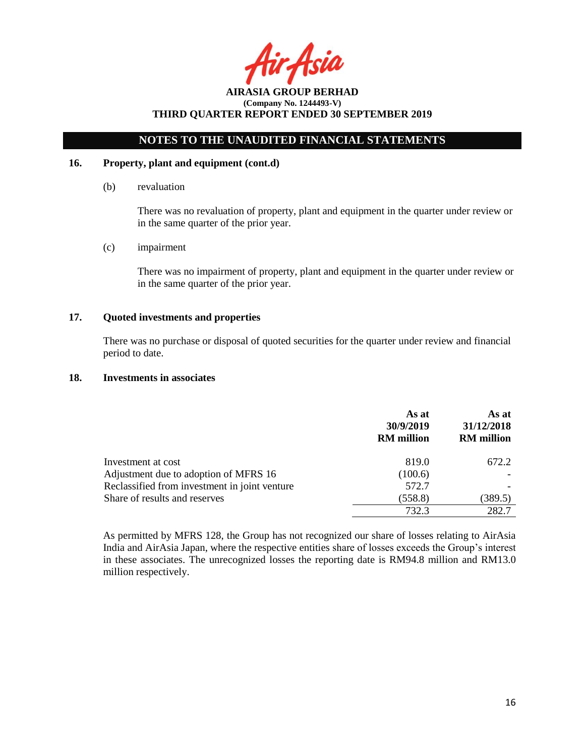**AIRASIA GROUP BERHAD**
**(Company No. 1244493-V)**
**THIRD QUARTER REPORT ENDED 30 SEPTEMBER 2019**

## NOTES TO THE UNAUDITED FINANCIAL STATEMENTS

### 16. Property, plant and equipment (cont.d)

(b) revaluation

There was no revaluation of property, plant and equipment in the quarter under review or in the same quarter of the prior year.

(c) impairment

There was no impairment of property, plant and equipment in the quarter under review or in the same quarter of the prior year.

### 17. Quoted investments and properties

There was no purchase or disposal of quoted securities for the quarter under review and financial period to date.

### 18. Investments in associates

| | As at 30/9/2019 RM million | As at 31/12/2018 RM million |
|---|---|---|
| Investment at cost | 819.0 | 672.2 |
| Adjustment due to adoption of MFRS 16 | (100.6) | - |
| Reclassified from investment in joint venture | 572.7 | - |
| Share of results and reserves | (558.8) | (389.5) |
| | 732.3 | 282.7 |

As permitted by MFRS 128, the Group has not recognized our share of losses relating to AirAsia India and AirAsia Japan, where the respective entities share of losses exceeds the Group's interest in these associates. The unrecognized losses the reporting date is RM94.8 million and RM13.0 million respectively.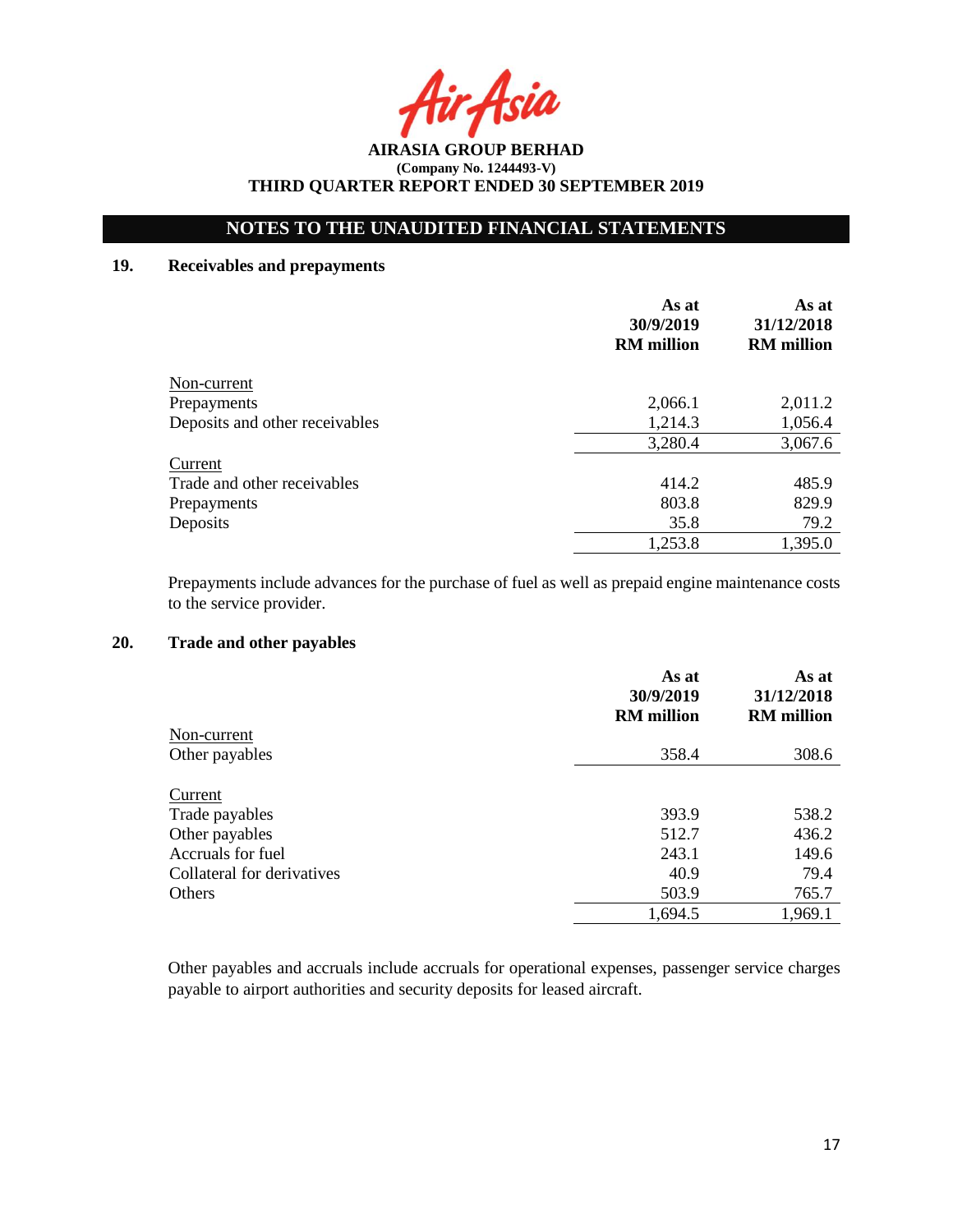# NOTES TO THE UNAUDITED FINANCIAL STATEMENTS

## 19. Receivables and prepayments

| | As at 30/9/2019 RM million | As at 31/12/2018 RM million |
|---|---|---|
| Non-current | | |
| Prepayments | 2,066.1 | 2,011.2 |
| Deposits and other receivables | 1,214.3 | 1,056.4 |
| | 3,280.4 | 3,067.6 |
| Current | | |
| Trade and other receivables | 414.2 | 485.9 |
| Prepayments | 803.8 | 829.9 |
| Deposits | 35.8 | 79.2 |
| | 1,253.8 | 1,395.0 |

Prepayments include advances for the purchase of fuel as well as prepaid engine maintenance costs to the service provider.

## 20. Trade and other payables

| | As at 30/9/2019 RM million | As at 31/12/2018 RM million |
|---|---|---|
| Non-current | | |
| Other payables | 358.4 | 308.6 |
| Current | | |
| Trade payables | 393.9 | 538.2 |
| Other payables | 512.7 | 436.2 |
| Accruals for fuel | 243.1 | 149.6 |
| Collateral for derivatives | 40.9 | 79.4 |
| Others | 503.9 | 765.7 |
| | 1,694.5 | 1,969.1 |

Other payables and accruals include accruals for operational expenses, passenger service charges payable to airport authorities and security deposits for leased aircraft.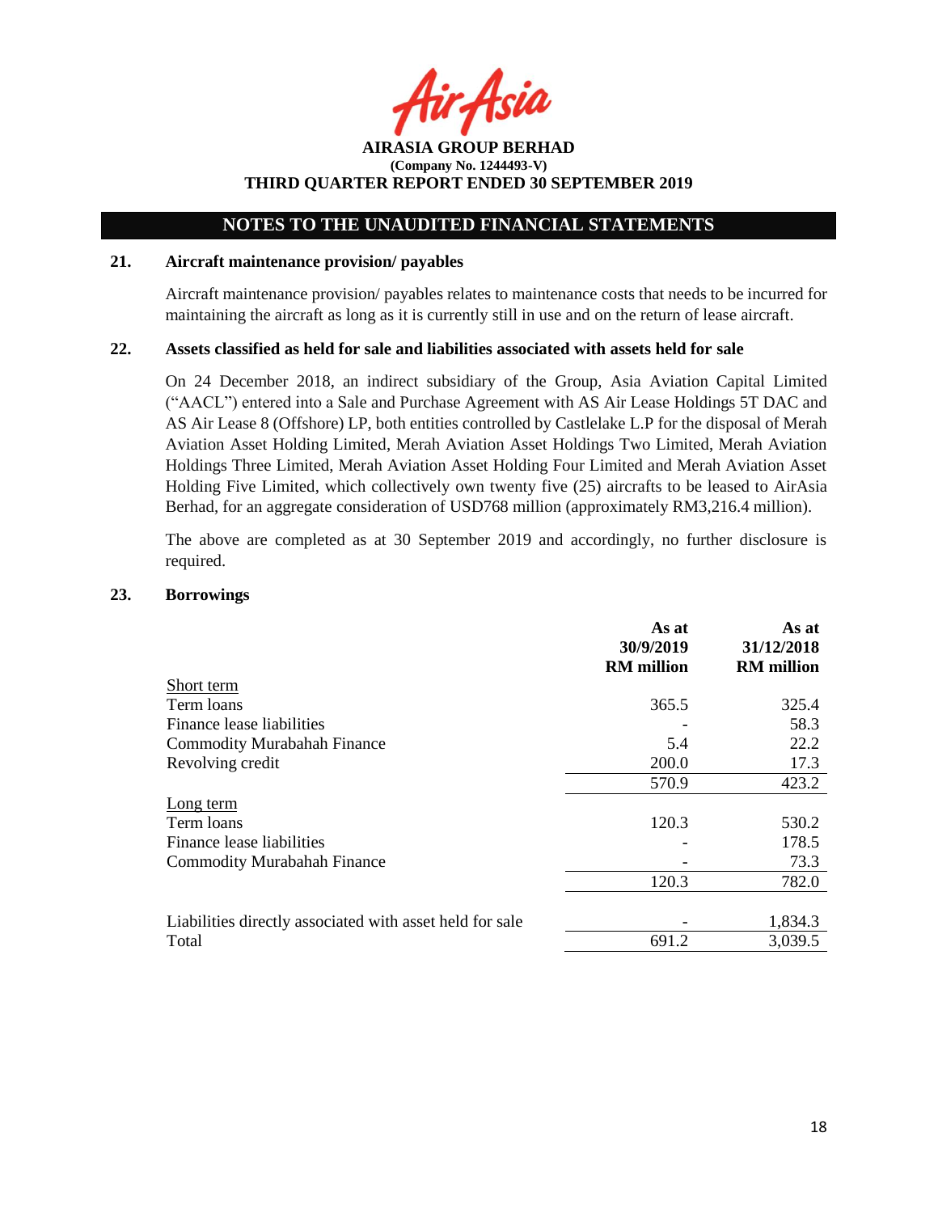**AIRASIA GROUP BERHAD**
**(Company No. 1244493-V)**
**THIRD QUARTER REPORT ENDED 30 SEPTEMBER 2019**

## NOTES TO THE UNAUDITED FINANCIAL STATEMENTS

### 21. Aircraft maintenance provision/ payables

Aircraft maintenance provision/ payables relates to maintenance costs that needs to be incurred for maintaining the aircraft as long as it is currently still in use and on the return of lease aircraft.

### 22. Assets classified as held for sale and liabilities associated with assets held for sale

On 24 December 2018, an indirect subsidiary of the Group, Asia Aviation Capital Limited ("AACL") entered into a Sale and Purchase Agreement with AS Air Lease Holdings 5T DAC and AS Air Lease 8 (Offshore) LP, both entities controlled by Castlelake L.P for the disposal of Merah Aviation Asset Holding Limited, Merah Aviation Asset Holdings Two Limited, Merah Aviation Holdings Three Limited, Merah Aviation Asset Holding Four Limited and Merah Aviation Asset Holding Five Limited, which collectively own twenty five (25) aircrafts to be leased to AirAsia Berhad, for an aggregate consideration of USD768 million (approximately RM3,216.4 million).

The above are completed as at 30 September 2019 and accordingly, no further disclosure is required.

### 23. Borrowings

| | As at 30/9/2019 RM million | As at 31/12/2018 RM million |
|---|---|---|
| Short term | | |
| Term loans | 365.5 | 325.4 |
| Finance lease liabilities | - | 58.3 |
| Commodity Murabahah Finance | 5.4 | 22.2 |
| Revolving credit | 200.0 | 17.3 |
| | 570.9 | 423.2 |
| Long term | | |
| Term loans | 120.3 | 530.2 |
| Finance lease liabilities | - | 178.5 |
| Commodity Murabahah Finance | - | 73.3 |
| | 120.3 | 782.0 |
| | | |
| Liabilities directly associated with asset held for sale | - | 1,834.3 |
| Total | 691.2 | 3,039.5 |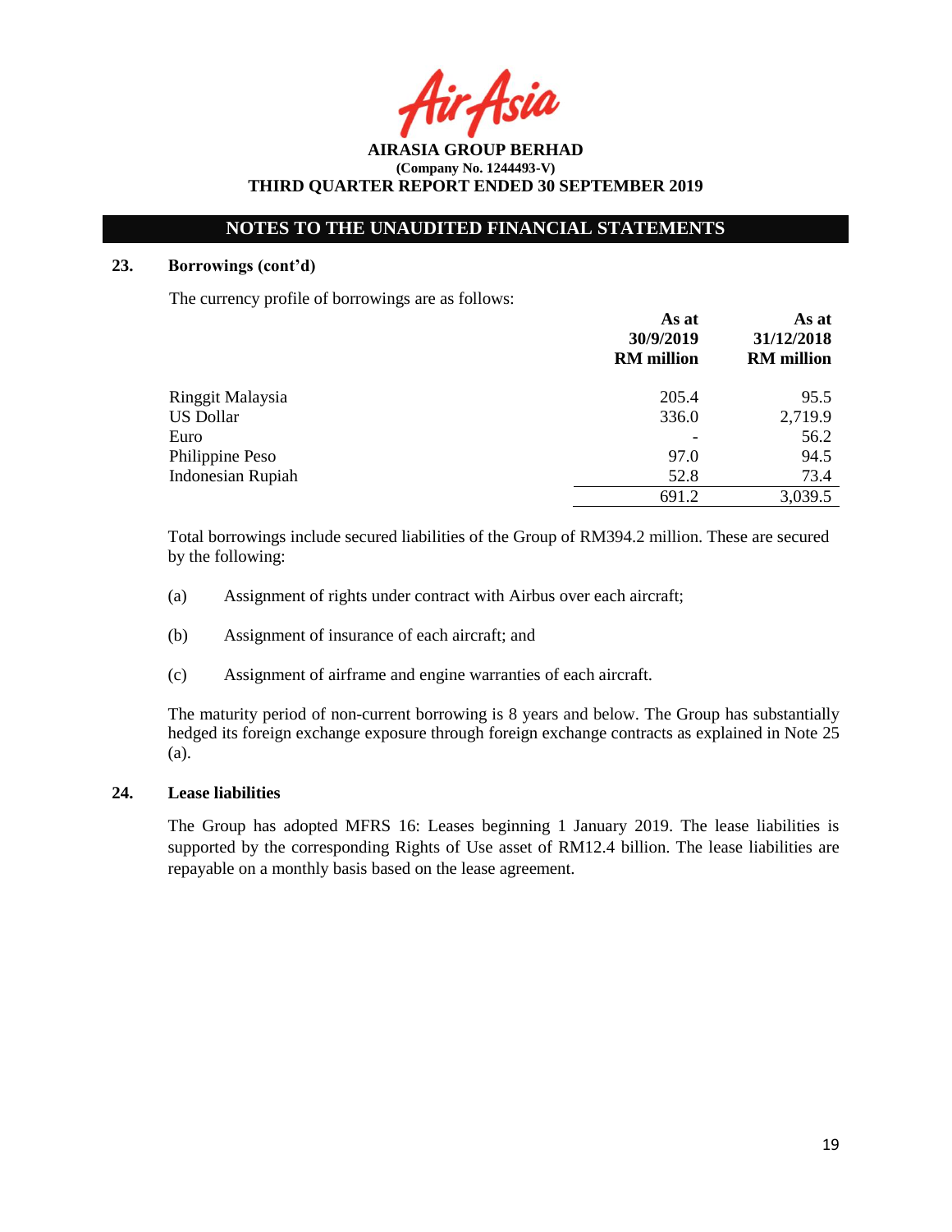## NOTES TO THE UNAUDITED FINANCIAL STATEMENTS

### 23. Borrowings (cont'd)

The currency profile of borrowings are as follows:

| | As at 30/9/2019 RM million | As at 31/12/2018 RM million |
|---|---|---|
| Ringgit Malaysia | 205.4 | 95.5 |
| US Dollar | 336.0 | 2,719.9 |
| Euro | - | 56.2 |
| Philippine Peso | 97.0 | 94.5 |
| Indonesian Rupiah | 52.8 | 73.4 |
| | 691.2 | 3,039.5 |

Total borrowings include secured liabilities of the Group of RM394.2 million. These are secured by the following:

(a) Assignment of rights under contract with Airbus over each aircraft;

(b) Assignment of insurance of each aircraft; and

(c) Assignment of airframe and engine warranties of each aircraft.

The maturity period of non-current borrowing is 8 years and below. The Group has substantially hedged its foreign exchange exposure through foreign exchange contracts as explained in Note 25 (a).

### 24. Lease liabilities

The Group has adopted MFRS 16: Leases beginning 1 January 2019. The lease liabilities is supported by the corresponding Rights of Use asset of RM12.4 billion. The lease liabilities are repayable on a monthly basis based on the lease agreement.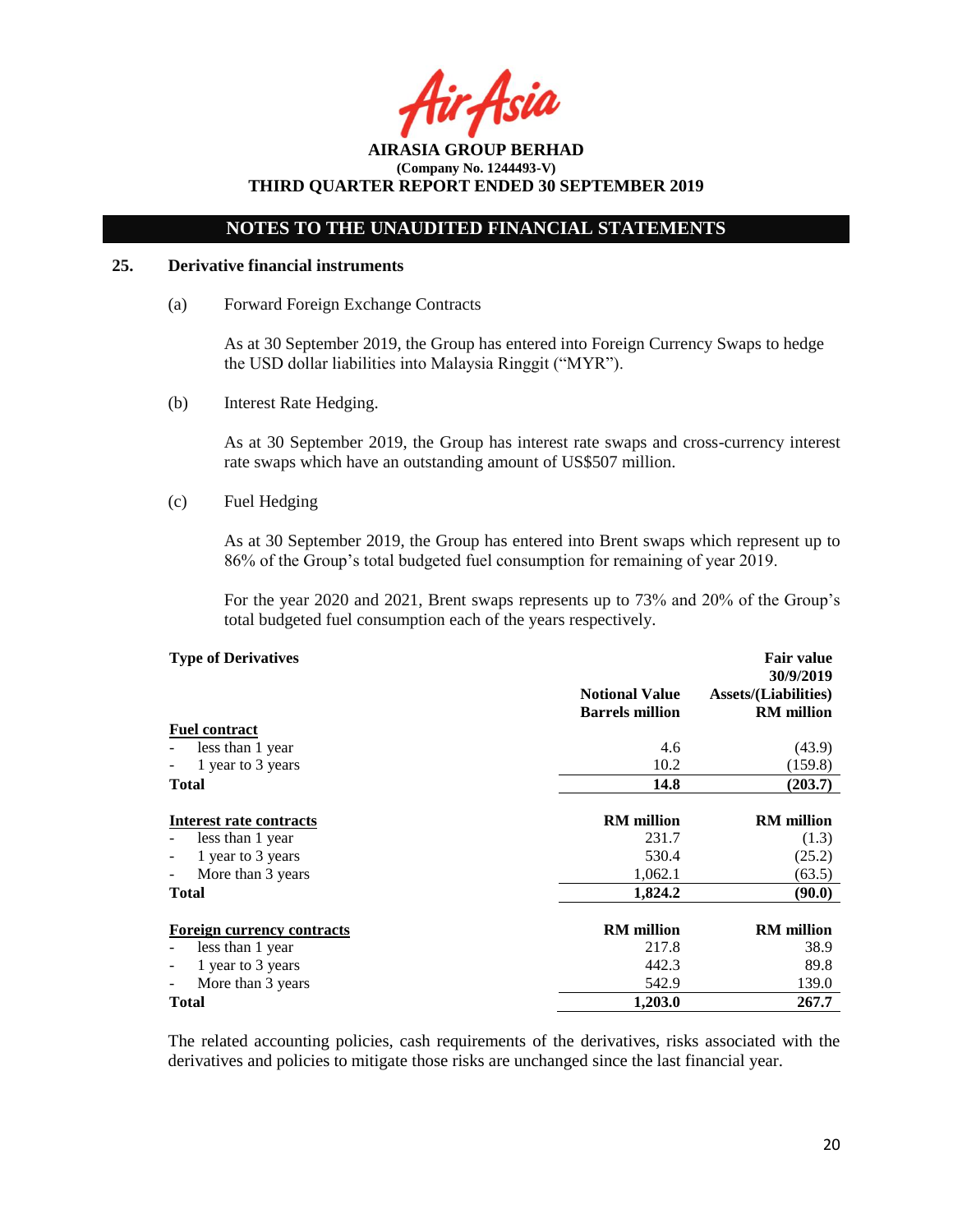## NOTES TO THE UNAUDITED FINANCIAL STATEMENTS

## 25. Derivative financial instruments

(a) Forward Foreign Exchange Contracts

As at 30 September 2019, the Group has entered into Foreign Currency Swaps to hedge the USD dollar liabilities into Malaysia Ringgit ("MYR").

(b) Interest Rate Hedging.

As at 30 September 2019, the Group has interest rate swaps and cross-currency interest rate swaps which have an outstanding amount of US$507 million.

(c) Fuel Hedging

As at 30 September 2019, the Group has entered into Brent swaps which represent up to 86% of the Group's total budgeted fuel consumption for remaining of year 2019.

For the year 2020 and 2021, Brent swaps represents up to 73% and 20% of the Group's total budgeted fuel consumption each of the years respectively.

| **Type of Derivatives** | **Notional Value Barrels million** | **Fair value 30/9/2019 Assets/(Liabilities) RM million** |
|---|---|---|
| **Fuel contract** | | |
| - less than 1 year | 4.6 | (43.9) |
| - 1 year to 3 years | 10.2 | (159.8) |
| **Total** | **14.8** | **(203.7)** |
| | | |
| **Interest rate contracts** | **RM million** | **RM million** |
| - less than 1 year | 231.7 | (1.3) |
| - 1 year to 3 years | 530.4 | (25.2) |
| - More than 3 years | 1,062.1 | (63.5) |
| **Total** | **1,824.2** | **(90.0)** |
| | | |
| **Foreign currency contracts** | **RM million** | **RM million** |
| - less than 1 year | 217.8 | 38.9 |
| - 1 year to 3 years | 442.3 | 89.8 |
| - More than 3 years | 542.9 | 139.0 |
| **Total** | **1,203.0** | **267.7** |

The related accounting policies, cash requirements of the derivatives, risks associated with the derivatives and policies to mitigate those risks are unchanged since the last financial year.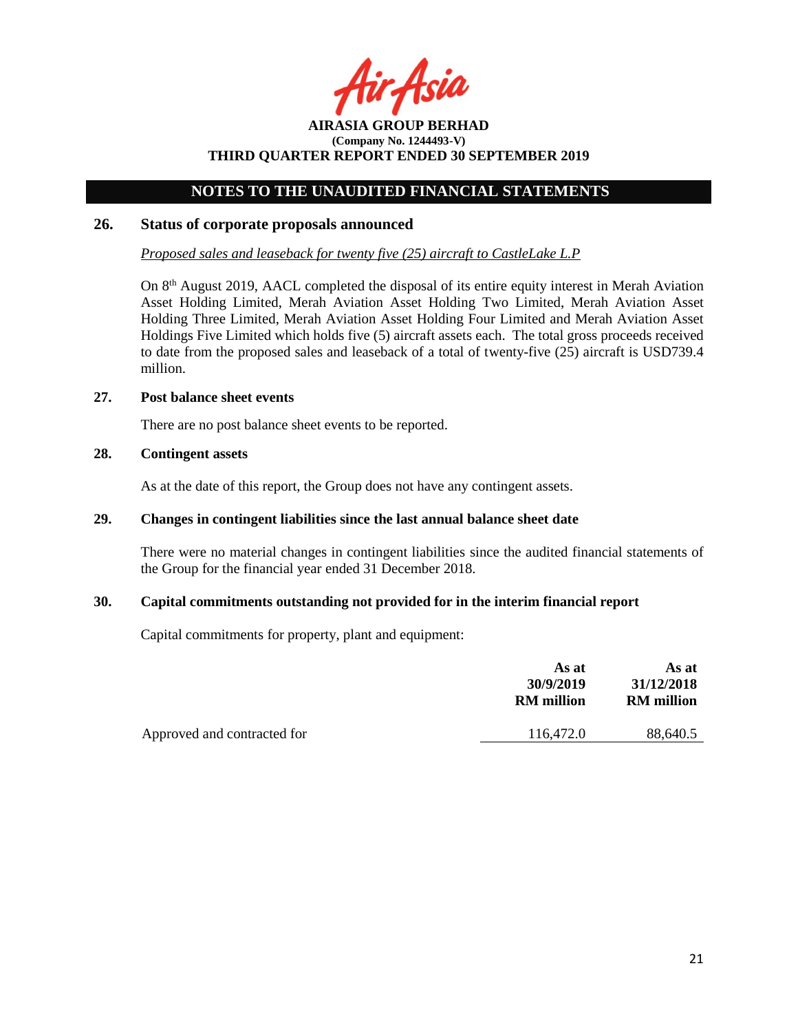## NOTES TO THE UNAUDITED FINANCIAL STATEMENTS

### 26. Status of corporate proposals announced

*Proposed sales and leaseback for twenty five (25) aircraft to CastleLake L.P*

On 8th August 2019, AACL completed the disposal of its entire equity interest in Merah Aviation Asset Holding Limited, Merah Aviation Asset Holding Two Limited, Merah Aviation Asset Holding Three Limited, Merah Aviation Asset Holding Four Limited and Merah Aviation Asset Holdings Five Limited which holds five (5) aircraft assets each. The total gross proceeds received to date from the proposed sales and leaseback of a total of twenty-five (25) aircraft is USD739.4 million.

### 27. Post balance sheet events

There are no post balance sheet events to be reported.

### 28. Contingent assets

As at the date of this report, the Group does not have any contingent assets.

### 29. Changes in contingent liabilities since the last annual balance sheet date

There were no material changes in contingent liabilities since the audited financial statements of the Group for the financial year ended 31 December 2018.

### 30. Capital commitments outstanding not provided for in the interim financial report

Capital commitments for property, plant and equipment:

| | As at 30/9/2019 RM million | As at 31/12/2018 RM million |
|---|---|---|
| Approved and contracted for | 116,472.0 | 88,640.5 |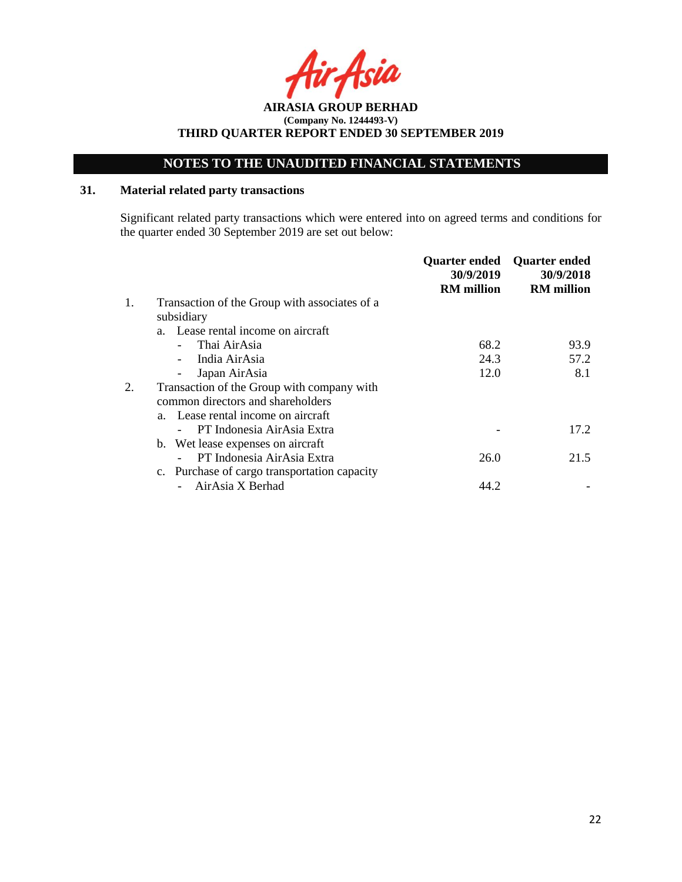**AIRASIA GROUP BERHAD**
**(Company No. 1244493-V)**
**THIRD QUARTER REPORT ENDED 30 SEPTEMBER 2019**

## NOTES TO THE UNAUDITED FINANCIAL STATEMENTS

### 31. Material related party transactions

Significant related party transactions which were entered into on agreed terms and conditions for the quarter ended 30 September 2019 are set out below:

| | | Quarter ended 30/9/2019 RM million | Quarter ended 30/9/2018 RM million |
|---|---|---|---|
| 1. | Transaction of the Group with associates of a subsidiary | | |
| | a. Lease rental income on aircraft | | |
| | - Thai AirAsia | 68.2 | 93.9 |
| | - India AirAsia | 24.3 | 57.2 |
| | - Japan AirAsia | 12.0 | 8.1 |
| 2. | Transaction of the Group with company with common directors and shareholders | | |
| | a. Lease rental income on aircraft | | |
| | - PT Indonesia AirAsia Extra | - | 17.2 |
| | b. Wet lease expenses on aircraft | | |
| | - PT Indonesia AirAsia Extra | 26.0 | 21.5 |
| | c. Purchase of cargo transportation capacity | | |
| | - AirAsia X Berhad | 44.2 | - |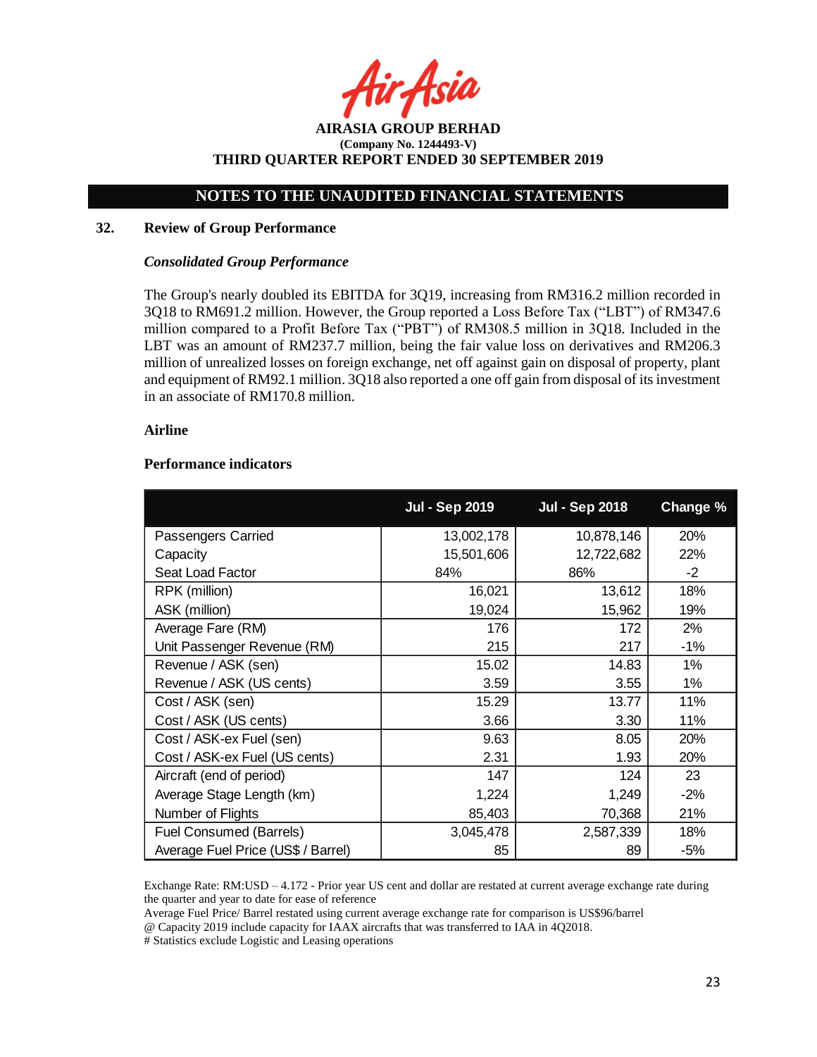**AIRASIA GROUP BERHAD**
**(Company No. 1244493-V)**
**THIRD QUARTER REPORT ENDED 30 SEPTEMBER 2019**

## NOTES TO THE UNAUDITED FINANCIAL STATEMENTS

### 32. Review of Group Performance

***Consolidated Group Performance***

The Group's nearly doubled its EBITDA for 3Q19, increasing from RM316.2 million recorded in 3Q18 to RM691.2 million. However, the Group reported a Loss Before Tax ("LBT") of RM347.6 million compared to a Profit Before Tax ("PBT") of RM308.5 million in 3Q18. Included in the LBT was an amount of RM237.7 million, being the fair value loss on derivatives and RM206.3 million of unrealized losses on foreign exchange, net off against gain on disposal of property, plant and equipment of RM92.1 million. 3Q18 also reported a one off gain from disposal of its investment in an associate of RM170.8 million.

**Airline**

**Performance indicators**

| | Jul - Sep 2019 | Jul - Sep 2018 | Change % |
|---|---|---|---|
| Passengers Carried | 13,002,178 | 10,878,146 | 20% |
| Capacity | 15,501,606 | 12,722,682 | 22% |
| Seat Load Factor | 84% | 86% | -2 |
| RPK (million) | 16,021 | 13,612 | 18% |
| ASK (million) | 19,024 | 15,962 | 19% |
| Average Fare (RM) | 176 | 172 | 2% |
| Unit Passenger Revenue (RM) | 215 | 217 | -1% |
| Revenue / ASK (sen) | 15.02 | 14.83 | 1% |
| Revenue / ASK (US cents) | 3.59 | 3.55 | 1% |
| Cost / ASK (sen) | 15.29 | 13.77 | 11% |
| Cost / ASK (US cents) | 3.66 | 3.30 | 11% |
| Cost / ASK-ex Fuel (sen) | 9.63 | 8.05 | 20% |
| Cost / ASK-ex Fuel (US cents) | 2.31 | 1.93 | 20% |
| Aircraft (end of period) | 147 | 124 | 23 |
| Average Stage Length (km) | 1,224 | 1,249 | -2% |
| Number of Flights | 85,403 | 70,368 | 21% |
| Fuel Consumed (Barrels) | 3,045,478 | 2,587,339 | 18% |
| Average Fuel Price (US$ / Barrel) | 85 | 89 | -5% |

Exchange Rate: RM:USD – 4.172 - Prior year US cent and dollar are restated at current average exchange rate during the quarter and year to date for ease of reference

Average Fuel Price/ Barrel restated using current average exchange rate for comparison is US$96/barrel

@ Capacity 2019 include capacity for IAAX aircrafts that was transferred to IAA in 4Q2018.

# Statistics exclude Logistic and Leasing operations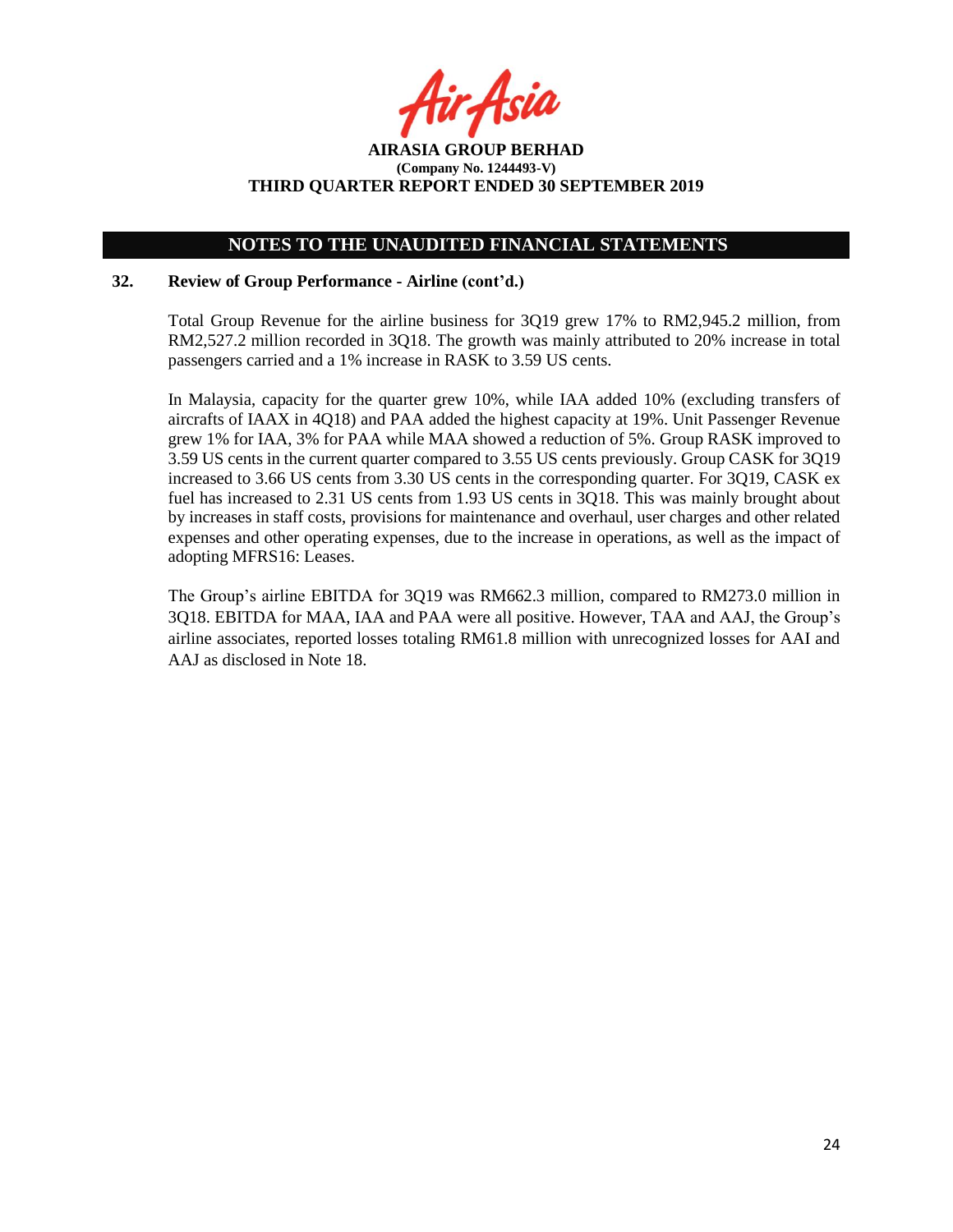## NOTES TO THE UNAUDITED FINANCIAL STATEMENTS

### 32. Review of Group Performance - Airline (cont'd.)

Total Group Revenue for the airline business for 3Q19 grew 17% to RM2,945.2 million, from RM2,527.2 million recorded in 3Q18. The growth was mainly attributed to 20% increase in total passengers carried and a 1% increase in RASK to 3.59 US cents.

In Malaysia, capacity for the quarter grew 10%, while IAA added 10% (excluding transfers of aircrafts of IAAX in 4Q18) and PAA added the highest capacity at 19%. Unit Passenger Revenue grew 1% for IAA, 3% for PAA while MAA showed a reduction of 5%. Group RASK improved to 3.59 US cents in the current quarter compared to 3.55 US cents previously. Group CASK for 3Q19 increased to 3.66 US cents from 3.30 US cents in the corresponding quarter. For 3Q19, CASK ex fuel has increased to 2.31 US cents from 1.93 US cents in 3Q18. This was mainly brought about by increases in staff costs, provisions for maintenance and overhaul, user charges and other related expenses and other operating expenses, due to the increase in operations, as well as the impact of adopting MFRS16: Leases.

The Group's airline EBITDA for 3Q19 was RM662.3 million, compared to RM273.0 million in 3Q18. EBITDA for MAA, IAA and PAA were all positive. However, TAA and AAJ, the Group's airline associates, reported losses totaling RM61.8 million with unrecognized losses for AAI and AAJ as disclosed in Note 18.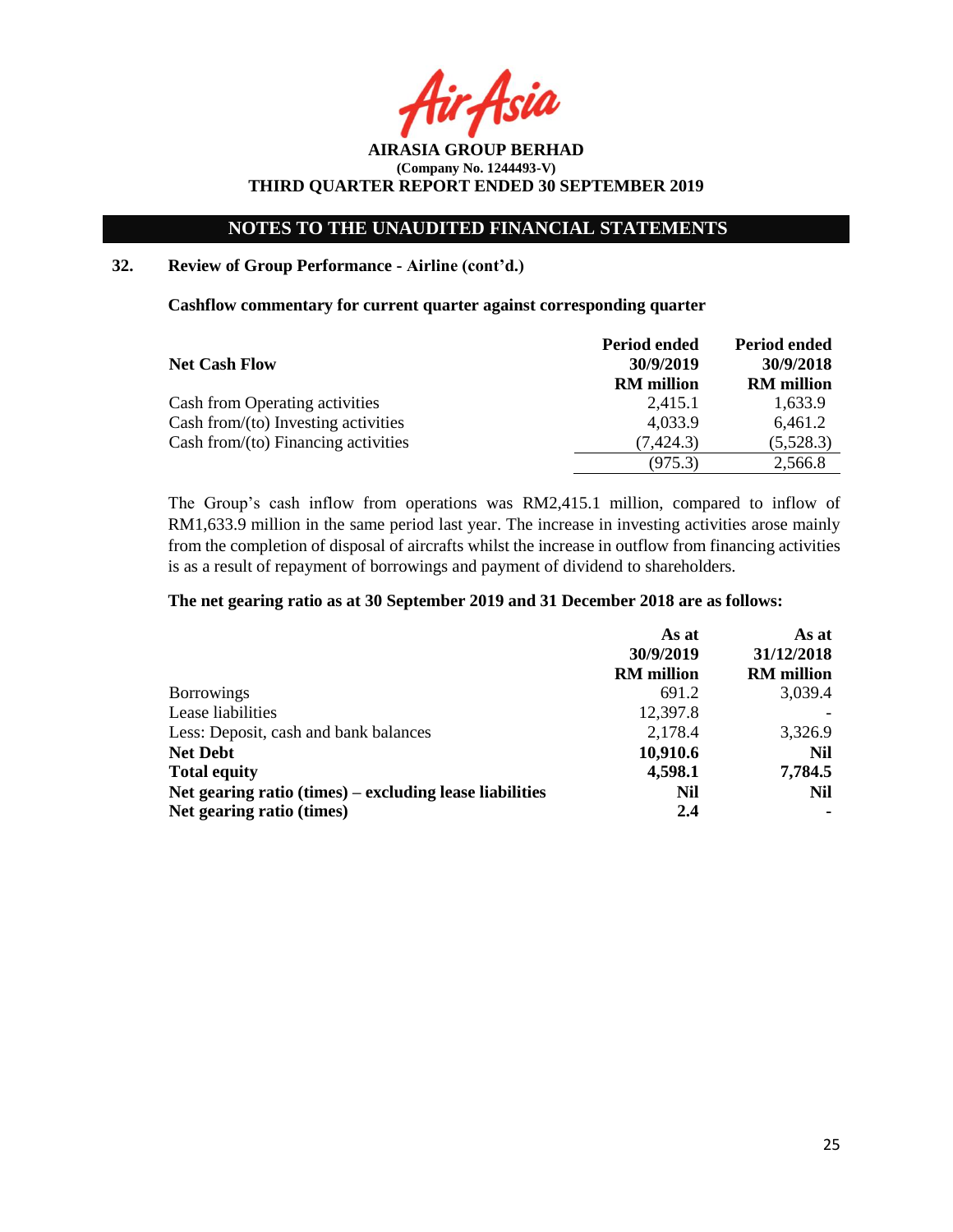AIRASIA GROUP BERHAD
(Company No. 1244493-V)
THIRD QUARTER REPORT ENDED 30 SEPTEMBER 2019

## NOTES TO THE UNAUDITED FINANCIAL STATEMENTS

### 32. Review of Group Performance - Airline (cont'd.)

**Cashflow commentary for current quarter against corresponding quarter**

| Net Cash Flow | Period ended 30/9/2019 RM million | Period ended 30/9/2018 RM million |
|---|---|---|
| Cash from Operating activities | 2,415.1 | 1,633.9 |
| Cash from/(to) Investing activities | 4,033.9 | 6,461.2 |
| Cash from/(to) Financing activities | (7,424.3) | (5,528.3) |
| | (975.3) | 2,566.8 |

The Group's cash inflow from operations was RM2,415.1 million, compared to inflow of RM1,633.9 million in the same period last year. The increase in investing activities arose mainly from the completion of disposal of aircrafts whilst the increase in outflow from financing activities is as a result of repayment of borrowings and payment of dividend to shareholders.

**The net gearing ratio as at 30 September 2019 and 31 December 2018 are as follows:**

| | As at 30/9/2019 RM million | As at 31/12/2018 RM million |
|---|---|---|
| Borrowings | 691.2 | 3,039.4 |
| Lease liabilities | 12,397.8 | - |
| Less: Deposit, cash and bank balances | 2,178.4 | 3,326.9 |
| **Net Debt** | **10,910.6** | **Nil** |
| **Total equity** | **4,598.1** | **7,784.5** |
| **Net gearing ratio (times) – excluding lease liabilities** | **Nil** | **Nil** |
| **Net gearing ratio (times)** | **2.4** | **-** |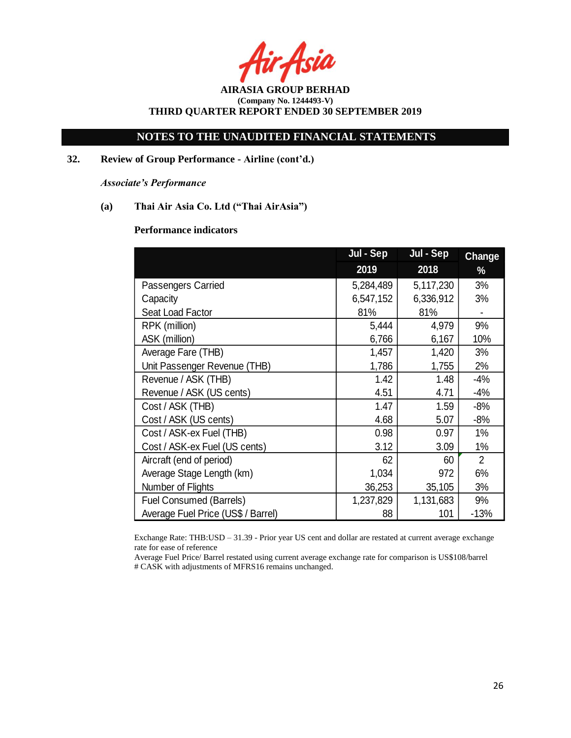**AIRASIA GROUP BERHAD**
**(Company No. 1244493-V)**
**THIRD QUARTER REPORT ENDED 30 SEPTEMBER 2019**

**NOTES TO THE UNAUDITED FINANCIAL STATEMENTS**

**32. Review of Group Performance - Airline (cont'd.)**

***Associate's Performance***

**(a) Thai Air Asia Co. Ltd ("Thai AirAsia")**

**Performance indicators**

| | Jul - Sep 2019 | Jul - Sep 2018 | Change % |
|---|---|---|---|
| Passengers Carried | 5,284,489 | 5,117,230 | 3% |
| Capacity | 6,547,152 | 6,336,912 | 3% |
| Seat Load Factor | 81% | 81% | - |
| RPK (million) | 5,444 | 4,979 | 9% |
| ASK (million) | 6,766 | 6,167 | 10% |
| Average Fare (THB) | 1,457 | 1,420 | 3% |
| Unit Passenger Revenue (THB) | 1,786 | 1,755 | 2% |
| Revenue / ASK (THB) | 1.42 | 1.48 | -4% |
| Revenue / ASK (US cents) | 4.51 | 4.71 | -4% |
| Cost / ASK (THB) | 1.47 | 1.59 | -8% |
| Cost / ASK (US cents) | 4.68 | 5.07 | -8% |
| Cost / ASK-ex Fuel (THB) | 0.98 | 0.97 | 1% |
| Cost / ASK-ex Fuel (US cents) | 3.12 | 3.09 | 1% |
| Aircraft (end of period) | 62 | 60 | 2 |
| Average Stage Length (km) | 1,034 | 972 | 6% |
| Number of Flights | 36,253 | 35,105 | 3% |
| Fuel Consumed (Barrels) | 1,237,829 | 1,131,683 | 9% |
| Average Fuel Price (US$ / Barrel) | 88 | 101 | -13% |

Exchange Rate: THB:USD – 31.39 - Prior year US cent and dollar are restated at current average exchange rate for ease of reference
Average Fuel Price/ Barrel restated using current average exchange rate for comparison is US$108/barrel
# CASK with adjustments of MFRS16 remains unchanged.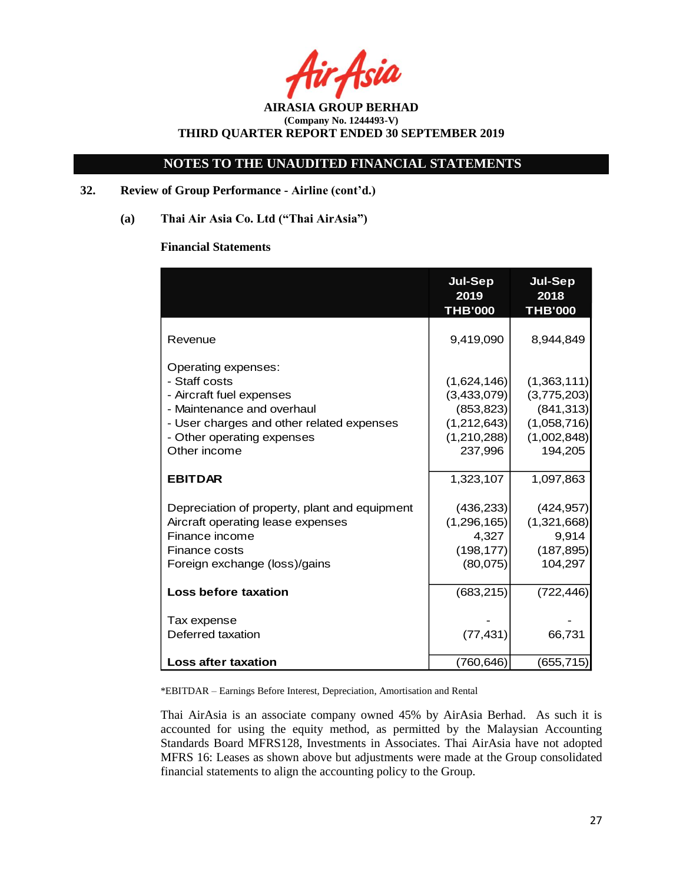AIRASIA GROUP BERHAD
(Company No. 1244493-V)
THIRD QUARTER REPORT ENDED 30 SEPTEMBER 2019

## NOTES TO THE UNAUDITED FINANCIAL STATEMENTS

**32. Review of Group Performance - Airline (cont'd.)**

**(a) Thai Air Asia Co. Ltd ("Thai AirAsia")**

**Financial Statements**

| | Jul-Sep 2019 THB'000 | Jul-Sep 2018 THB'000 |
|---|---|---|
| Revenue | 9,419,090 | 8,944,849 |
| Operating expenses: | | |
| - Staff costs | (1,624,146) | (1,363,111) |
| - Aircraft fuel expenses | (3,433,079) | (3,775,203) |
| - Maintenance and overhaul | (853,823) | (841,313) |
| - User charges and other related expenses | (1,212,643) | (1,058,716) |
| - Other operating expenses | (1,210,288) | (1,002,848) |
| Other income | 237,996 | 194,205 |
| **EBITDAR** | 1,323,107 | 1,097,863 |
| Depreciation of property, plant and equipment | (436,233) | (424,957) |
| Aircraft operating lease expenses | (1,296,165) | (1,321,668) |
| Finance income | 4,327 | 9,914 |
| Finance costs | (198,177) | (187,895) |
| Foreign exchange (loss)/gains | (80,075) | 104,297 |
| **Loss before taxation** | (683,215) | (722,446) |
| Tax expense | - | - |
| Deferred taxation | (77,431) | 66,731 |
| **Loss after taxation** | (760,646) | (655,715) |

*EBITDAR – Earnings Before Interest, Depreciation, Amortisation and Rental

Thai AirAsia is an associate company owned 45% by AirAsia Berhad. As such it is accounted for using the equity method, as permitted by the Malaysian Accounting Standards Board MFRS128, Investments in Associates. Thai AirAsia have not adopted MFRS 16: Leases as shown above but adjustments were made at the Group consolidated financial statements to align the accounting policy to the Group.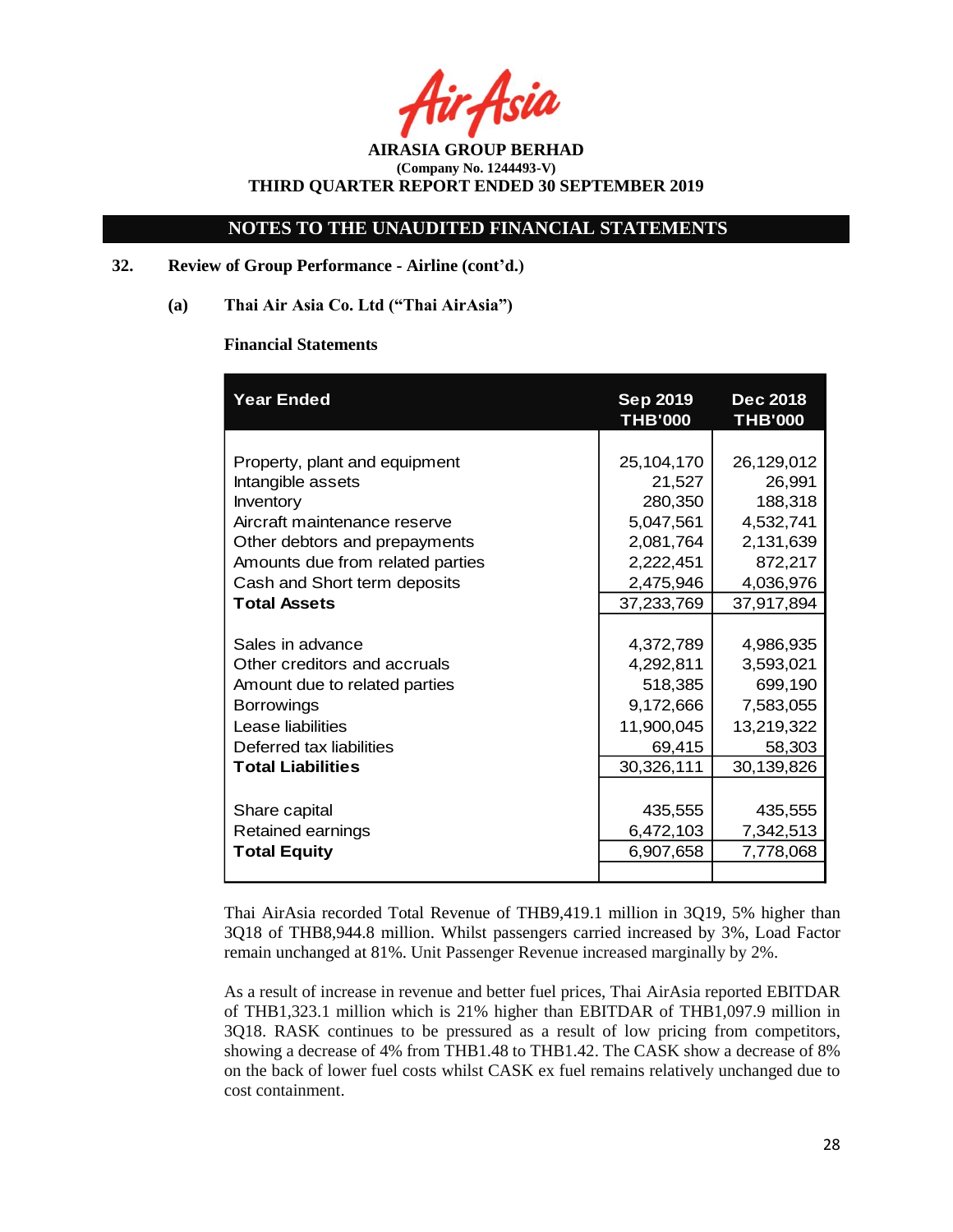AIRASIA GROUP BERHAD
(Company No. 1244493-V)
THIRD QUARTER REPORT ENDED 30 SEPTEMBER 2019

## NOTES TO THE UNAUDITED FINANCIAL STATEMENTS

**32. Review of Group Performance - Airline (cont'd.)**

**(a) Thai Air Asia Co. Ltd ("Thai AirAsia")**

**Financial Statements**

| Year Ended | Sep 2019 THB'000 | Dec 2018 THB'000 |
|---|---|---|
| Property, plant and equipment | 25,104,170 | 26,129,012 |
| Intangible assets | 21,527 | 26,991 |
| Inventory | 280,350 | 188,318 |
| Aircraft maintenance reserve | 5,047,561 | 4,532,741 |
| Other debtors and prepayments | 2,081,764 | 2,131,639 |
| Amounts due from related parties | 2,222,451 | 872,217 |
| Cash and Short term deposits | 2,475,946 | 4,036,976 |
| **Total Assets** | 37,233,769 | 37,917,894 |
| | | |
| Sales in advance | 4,372,789 | 4,986,935 |
| Other creditors and accruals | 4,292,811 | 3,593,021 |
| Amount due to related parties | 518,385 | 699,190 |
| Borrowings | 9,172,666 | 7,583,055 |
| Lease liabilities | 11,900,045 | 13,219,322 |
| Deferred tax liabilities | 69,415 | 58,303 |
| **Total Liabilities** | 30,326,111 | 30,139,826 |
| | | |
| Share capital | 435,555 | 435,555 |
| Retained earnings | 6,472,103 | 7,342,513 |
| **Total Equity** | 6,907,658 | 7,778,068 |

Thai AirAsia recorded Total Revenue of THB9,419.1 million in 3Q19, 5% higher than 3Q18 of THB8,944.8 million. Whilst passengers carried increased by 3%, Load Factor remain unchanged at 81%. Unit Passenger Revenue increased marginally by 2%.

As a result of increase in revenue and better fuel prices, Thai AirAsia reported EBITDAR of THB1,323.1 million which is 21% higher than EBITDAR of THB1,097.9 million in 3Q18. RASK continues to be pressured as a result of low pricing from competitors, showing a decrease of 4% from THB1.48 to THB1.42. The CASK show a decrease of 8% on the back of lower fuel costs whilst CASK ex fuel remains relatively unchanged due to cost containment.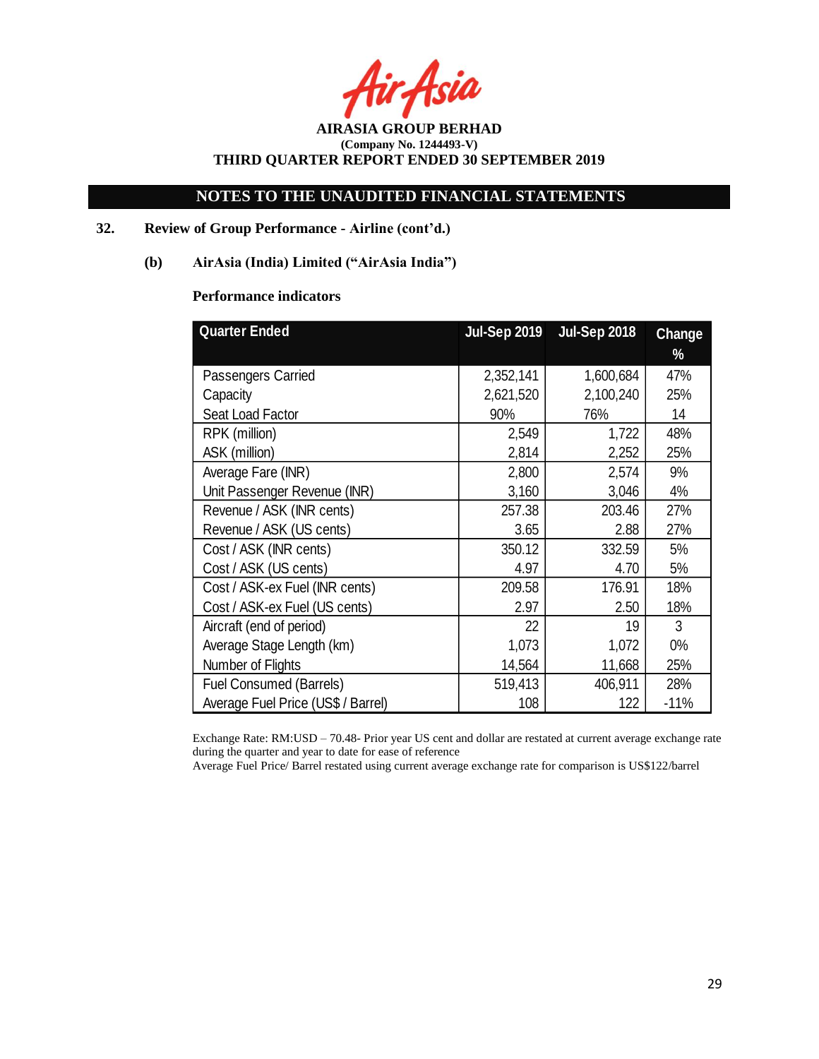**AIRASIA GROUP BERHAD**
**(Company No. 1244493-V)**
**THIRD QUARTER REPORT ENDED 30 SEPTEMBER 2019**

## NOTES TO THE UNAUDITED FINANCIAL STATEMENTS

### 32. Review of Group Performance - Airline (cont'd.)

#### (b) AirAsia (India) Limited ("AirAsia India")

**Performance indicators**

| Quarter Ended | Jul-Sep 2019 | Jul-Sep 2018 | Change % |
|---|---|---|---|
| Passengers Carried | 2,352,141 | 1,600,684 | 47% |
| Capacity | 2,621,520 | 2,100,240 | 25% |
| Seat Load Factor | 90% | 76% | 14 |
| RPK (million) | 2,549 | 1,722 | 48% |
| ASK (million) | 2,814 | 2,252 | 25% |
| Average Fare (INR) | 2,800 | 2,574 | 9% |
| Unit Passenger Revenue (INR) | 3,160 | 3,046 | 4% |
| Revenue / ASK (INR cents) | 257.38 | 203.46 | 27% |
| Revenue / ASK (US cents) | 3.65 | 2.88 | 27% |
| Cost / ASK (INR cents) | 350.12 | 332.59 | 5% |
| Cost / ASK (US cents) | 4.97 | 4.70 | 5% |
| Cost / ASK-ex Fuel (INR cents) | 209.58 | 176.91 | 18% |
| Cost / ASK-ex Fuel (US cents) | 2.97 | 2.50 | 18% |
| Aircraft (end of period) | 22 | 19 | 3 |
| Average Stage Length (km) | 1,073 | 1,072 | 0% |
| Number of Flights | 14,564 | 11,668 | 25% |
| Fuel Consumed (Barrels) | 519,413 | 406,911 | 28% |
| Average Fuel Price (US$ / Barrel) | 108 | 122 | -11% |

Exchange Rate: RM:USD – 70.48- Prior year US cent and dollar are restated at current average exchange rate during the quarter and year to date for ease of reference

Average Fuel Price/ Barrel restated using current average exchange rate for comparison is US$122/barrel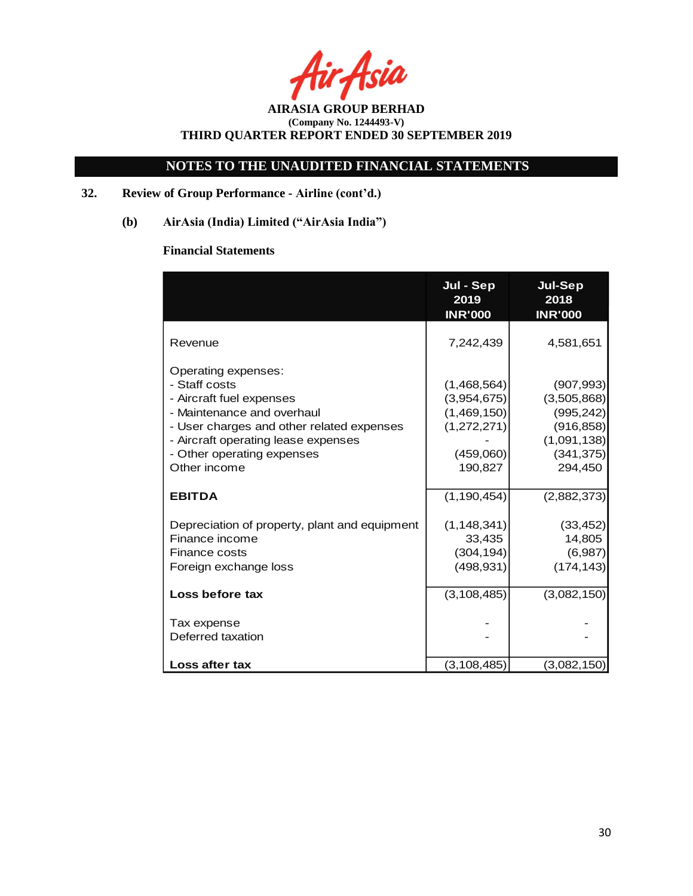**AIRASIA GROUP BERHAD**
**(Company No. 1244493-V)**
**THIRD QUARTER REPORT ENDED 30 SEPTEMBER 2019**

## NOTES TO THE UNAUDITED FINANCIAL STATEMENTS

**32. Review of Group Performance - Airline (cont'd.)**

**(b) AirAsia (India) Limited ("AirAsia India")**

**Financial Statements**

| | Jul - Sep 2019 INR'000 | Jul-Sep 2018 INR'000 |
|---|---|---|
| Revenue | 7,242,439 | 4,581,651 |
| Operating expenses: | | |
| - Staff costs | (1,468,564) | (907,993) |
| - Aircraft fuel expenses | (3,954,675) | (3,505,868) |
| - Maintenance and overhaul | (1,469,150) | (995,242) |
| - User charges and other related expenses | (1,272,271) | (916,858) |
| - Aircraft operating lease expenses | - | (1,091,138) |
| - Other operating expenses | (459,060) | (341,375) |
| Other income | 190,827 | 294,450 |
| **EBITDA** | (1,190,454) | (2,882,373) |
| Depreciation of property, plant and equipment | (1,148,341) | (33,452) |
| Finance income | 33,435 | 14,805 |
| Finance costs | (304,194) | (6,987) |
| Foreign exchange loss | (498,931) | (174,143) |
| **Loss before tax** | (3,108,485) | (3,082,150) |
| Tax expense | - | - |
| Deferred taxation | - | - |
| **Loss after tax** | (3,108,485) | (3,082,150) |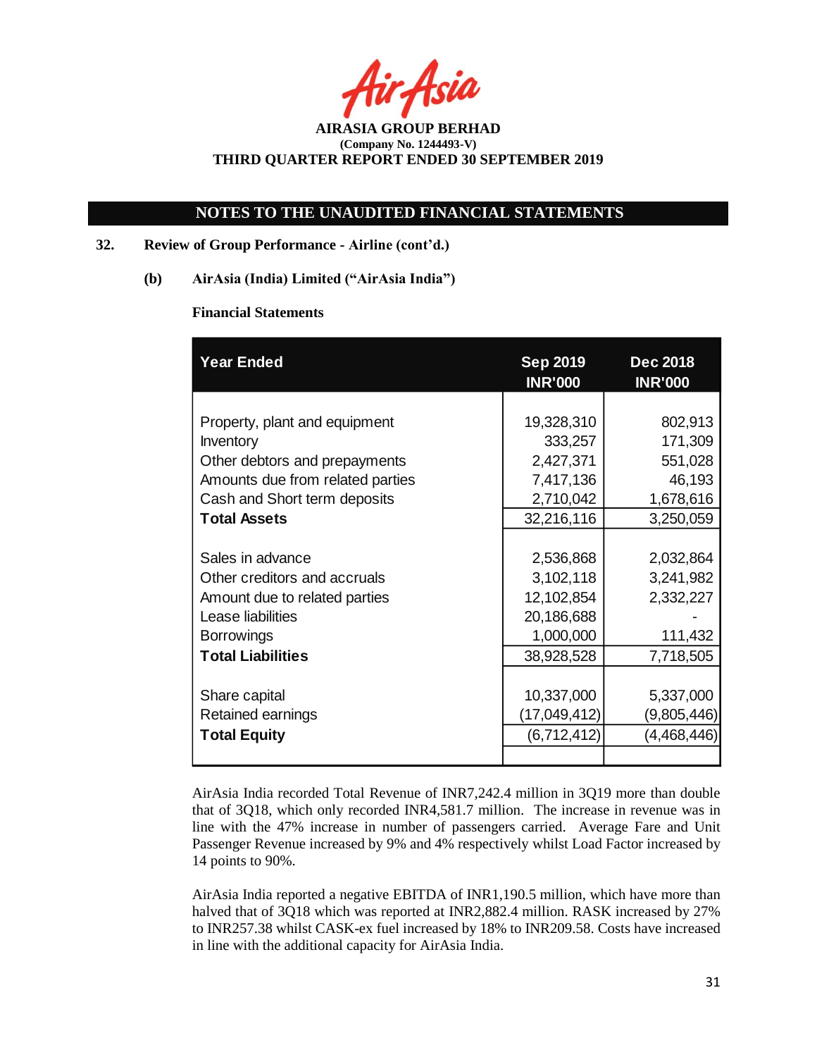**AIRASIA GROUP BERHAD**
**(Company No. 1244493-V)**
**THIRD QUARTER REPORT ENDED 30 SEPTEMBER 2019**

## NOTES TO THE UNAUDITED FINANCIAL STATEMENTS

**32. Review of Group Performance - Airline (cont'd.)**

**(b) AirAsia (India) Limited ("AirAsia India")**

**Financial Statements**

| Year Ended | Sep 2019 INR'000 | Dec 2018 INR'000 |
|---|---|---|
| Property, plant and equipment | 19,328,310 | 802,913 |
| Inventory | 333,257 | 171,309 |
| Other debtors and prepayments | 2,427,371 | 551,028 |
| Amounts due from related parties | 7,417,136 | 46,193 |
| Cash and Short term deposits | 2,710,042 | 1,678,616 |
| **Total Assets** | 32,216,116 | 3,250,059 |
| | | |
| Sales in advance | 2,536,868 | 2,032,864 |
| Other creditors and accruals | 3,102,118 | 3,241,982 |
| Amount due to related parties | 12,102,854 | 2,332,227 |
| Lease liabilities | 20,186,688 | - |
| Borrowings | 1,000,000 | 111,432 |
| **Total Liabilities** | 38,928,528 | 7,718,505 |
| | | |
| Share capital | 10,337,000 | 5,337,000 |
| Retained earnings | (17,049,412) | (9,805,446) |
| **Total Equity** | (6,712,412) | (4,468,446) |

AirAsia India recorded Total Revenue of INR7,242.4 million in 3Q19 more than double that of 3Q18, which only recorded INR4,581.7 million. The increase in revenue was in line with the 47% increase in number of passengers carried. Average Fare and Unit Passenger Revenue increased by 9% and 4% respectively whilst Load Factor increased by 14 points to 90%.

AirAsia India reported a negative EBITDA of INR1,190.5 million, which have more than halved that of 3Q18 which was reported at INR2,882.4 million. RASK increased by 27% to INR257.38 whilst CASK-ex fuel increased by 18% to INR209.58. Costs have increased in line with the additional capacity for AirAsia India.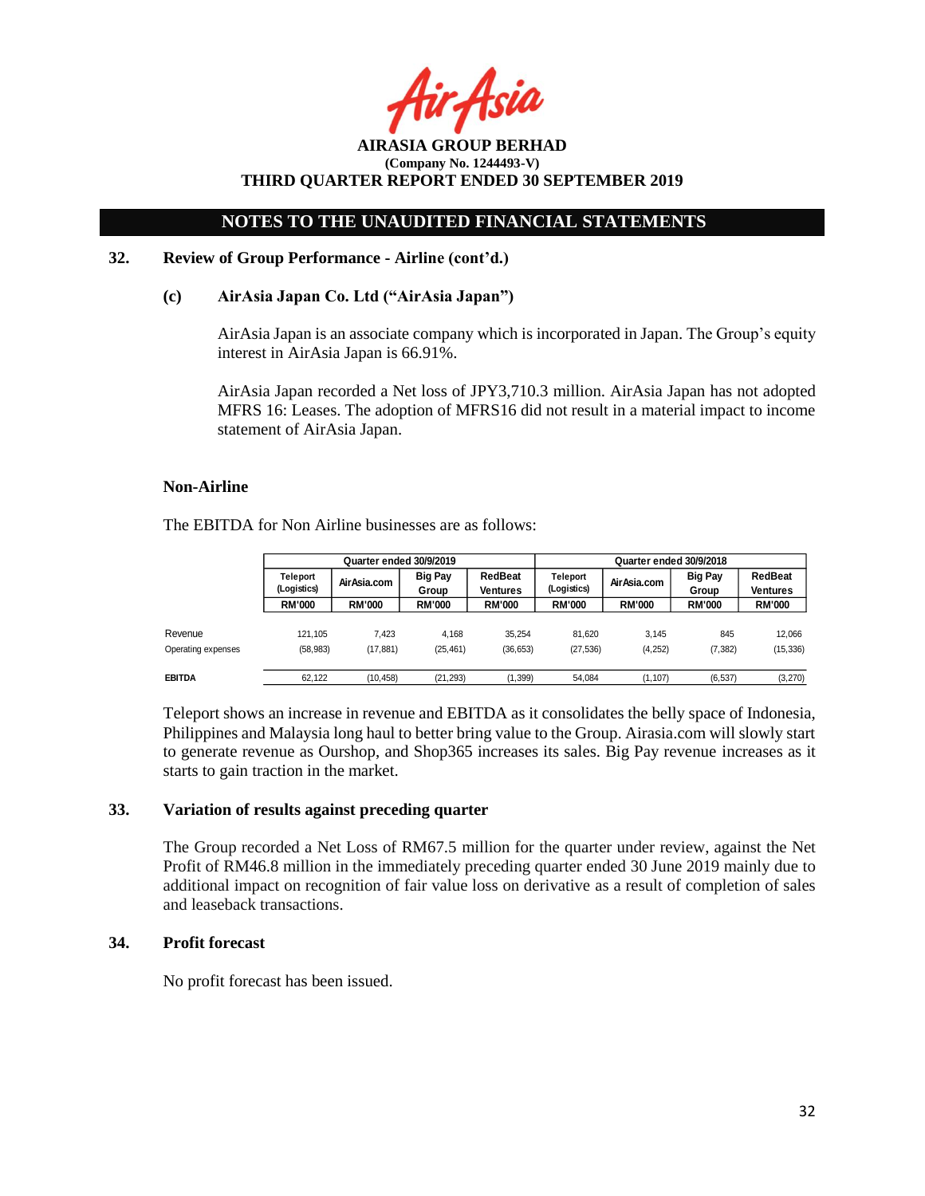## 32. Review of Group Performance - Airline (cont'd.)

### (c) AirAsia Japan Co. Ltd ("AirAsia Japan")

AirAsia Japan is an associate company which is incorporated in Japan. The Group's equity interest in AirAsia Japan is 66.91%.

AirAsia Japan recorded a Net loss of JPY3,710.3 million. AirAsia Japan has not adopted MFRS 16: Leases. The adoption of MFRS16 did not result in a material impact to income statement of AirAsia Japan.

### Non-Airline

The EBITDA for Non Airline businesses are as follows:

| | Quarter ended 30/9/2019 | | | | Quarter ended 30/9/2018 | | | |
|---|---|---|---|---|---|---|---|---|
| | Teleport (Logistics) | AirAsia.com | Big Pay Group | RedBeat Ventures | Teleport (Logistics) | AirAsia.com | Big Pay Group | RedBeat Ventures |
| | RM'000 | RM'000 | RM'000 | RM'000 | RM'000 | RM'000 | RM'000 | RM'000 |
| Revenue | 121,105 | 7,423 | 4,168 | 35,254 | 81,620 | 3,145 | 845 | 12,066 |
| Operating expenses | (58,983) | (17,881) | (25,461) | (36,653) | (27,536) | (4,252) | (7,382) | (15,336) |
| **EBITDA** | 62,122 | (10,458) | (21,293) | (1,399) | 54,084 | (1,107) | (6,537) | (3,270) |

Teleport shows an increase in revenue and EBITDA as it consolidates the belly space of Indonesia, Philippines and Malaysia long haul to better bring value to the Group. Airasia.com will slowly start to generate revenue as Ourshop, and Shop365 increases its sales. Big Pay revenue increases as it starts to gain traction in the market.

## 33. Variation of results against preceding quarter

The Group recorded a Net Loss of RM67.5 million for the quarter under review, against the Net Profit of RM46.8 million in the immediately preceding quarter ended 30 June 2019 mainly due to additional impact on recognition of fair value loss on derivative as a result of completion of sales and leaseback transactions.

## 34. Profit forecast

No profit forecast has been issued.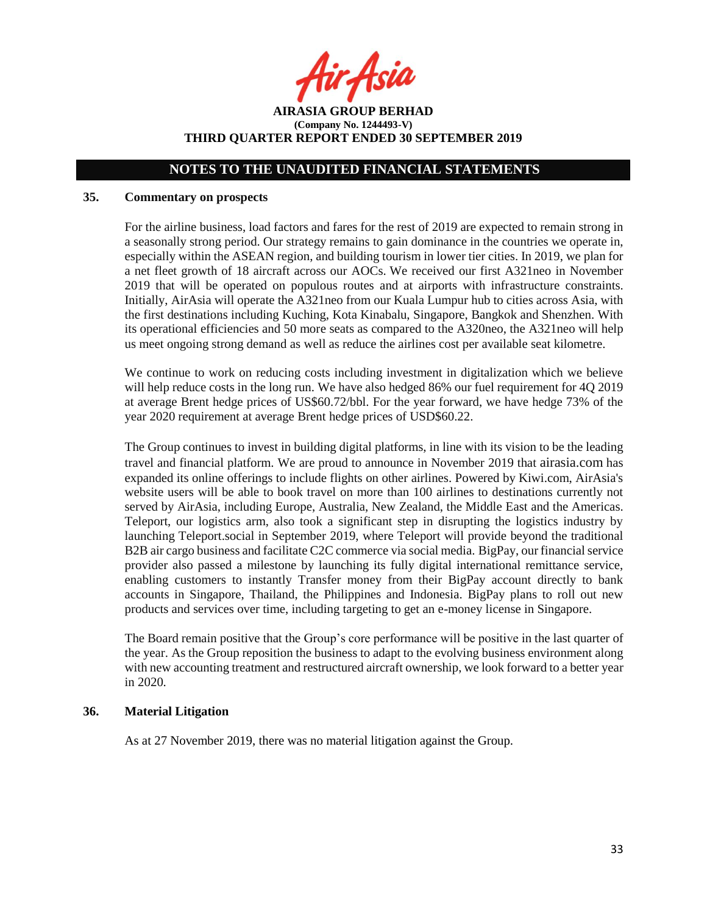## 35. Commentary on prospects

For the airline business, load factors and fares for the rest of 2019 are expected to remain strong in a seasonally strong period. Our strategy remains to gain dominance in the countries we operate in, especially within the ASEAN region, and building tourism in lower tier cities. In 2019, we plan for a net fleet growth of 18 aircraft across our AOCs. We received our first A321neo in November 2019 that will be operated on populous routes and at airports with infrastructure constraints. Initially, AirAsia will operate the A321neo from our Kuala Lumpur hub to cities across Asia, with the first destinations including Kuching, Kota Kinabalu, Singapore, Bangkok and Shenzhen. With its operational efficiencies and 50 more seats as compared to the A320neo, the A321neo will help us meet ongoing strong demand as well as reduce the airlines cost per available seat kilometre.

We continue to work on reducing costs including investment in digitalization which we believe will help reduce costs in the long run. We have also hedged 86% our fuel requirement for 4Q 2019 at average Brent hedge prices of US$60.72/bbl. For the year forward, we have hedge 73% of the year 2020 requirement at average Brent hedge prices of USD$60.22.

The Group continues to invest in building digital platforms, in line with its vision to be the leading travel and financial platform. We are proud to announce in November 2019 that airasia.com has expanded its online offerings to include flights on other airlines. Powered by Kiwi.com, AirAsia's website users will be able to book travel on more than 100 airlines to destinations currently not served by AirAsia, including Europe, Australia, New Zealand, the Middle East and the Americas. Teleport, our logistics arm, also took a significant step in disrupting the logistics industry by launching Teleport.social in September 2019, where Teleport will provide beyond the traditional B2B air cargo business and facilitate C2C commerce via social media. BigPay, our financial service provider also passed a milestone by launching its fully digital international remittance service, enabling customers to instantly Transfer money from their BigPay account directly to bank accounts in Singapore, Thailand, the Philippines and Indonesia. BigPay plans to roll out new products and services over time, including targeting to get an e-money license in Singapore.

The Board remain positive that the Group's core performance will be positive in the last quarter of the year. As the Group reposition the business to adapt to the evolving business environment along with new accounting treatment and restructured aircraft ownership, we look forward to a better year in 2020.

## 36. Material Litigation

As at 27 November 2019, there was no material litigation against the Group.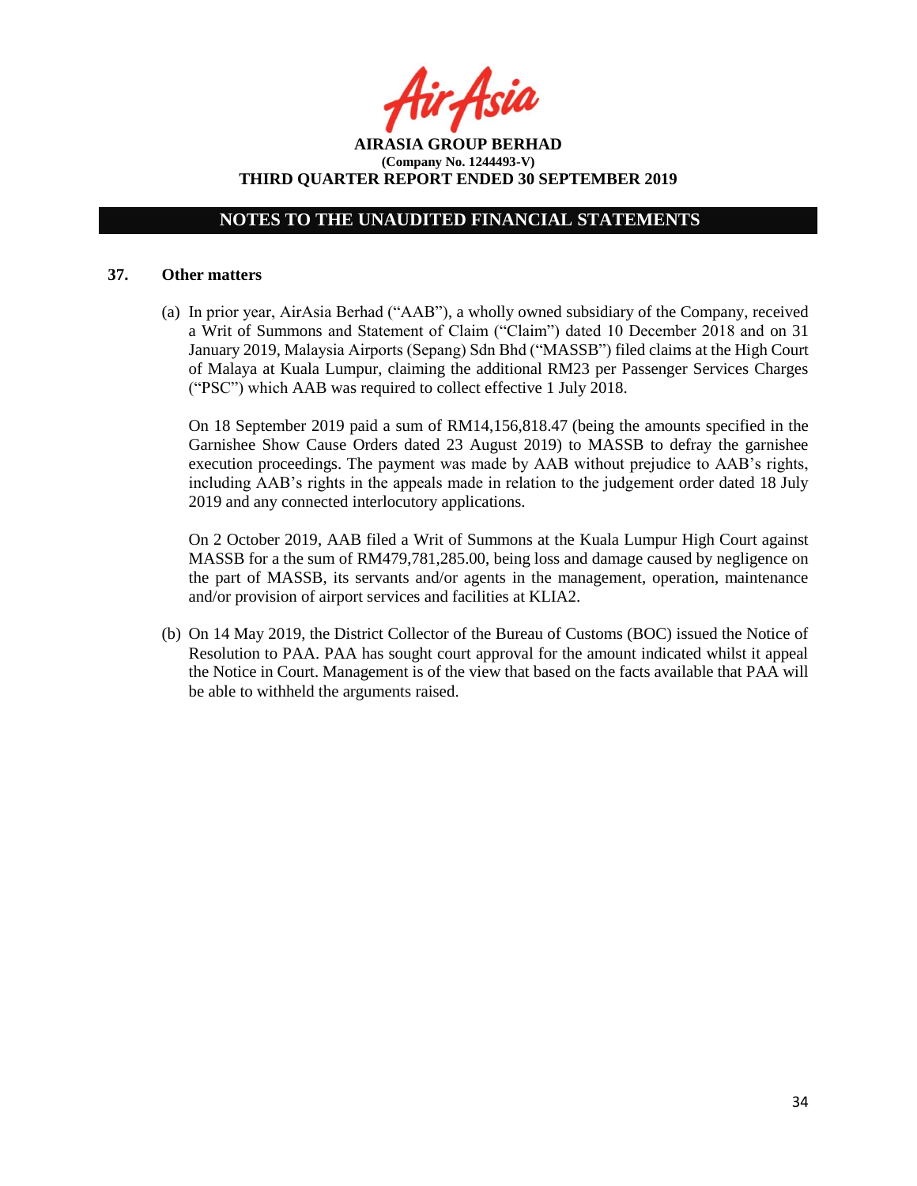## 37. Other matters

(a) In prior year, AirAsia Berhad ("AAB"), a wholly owned subsidiary of the Company, received a Writ of Summons and Statement of Claim ("Claim") dated 10 December 2018 and on 31 January 2019, Malaysia Airports (Sepang) Sdn Bhd ("MASSB") filed claims at the High Court of Malaya at Kuala Lumpur, claiming the additional RM23 per Passenger Services Charges ("PSC") which AAB was required to collect effective 1 July 2018.

On 18 September 2019 paid a sum of RM14,156,818.47 (being the amounts specified in the Garnishee Show Cause Orders dated 23 August 2019) to MASSB to defray the garnishee execution proceedings. The payment was made by AAB without prejudice to AAB's rights, including AAB's rights in the appeals made in relation to the judgement order dated 18 July 2019 and any connected interlocutory applications.

On 2 October 2019, AAB filed a Writ of Summons at the Kuala Lumpur High Court against MASSB for a the sum of RM479,781,285.00, being loss and damage caused by negligence on the part of MASSB, its servants and/or agents in the management, operation, maintenance and/or provision of airport services and facilities at KLIA2.

(b) On 14 May 2019, the District Collector of the Bureau of Customs (BOC) issued the Notice of Resolution to PAA. PAA has sought court approval for the amount indicated whilst it appeal the Notice in Court. Management is of the view that based on the facts available that PAA will be able to withheld the arguments raised.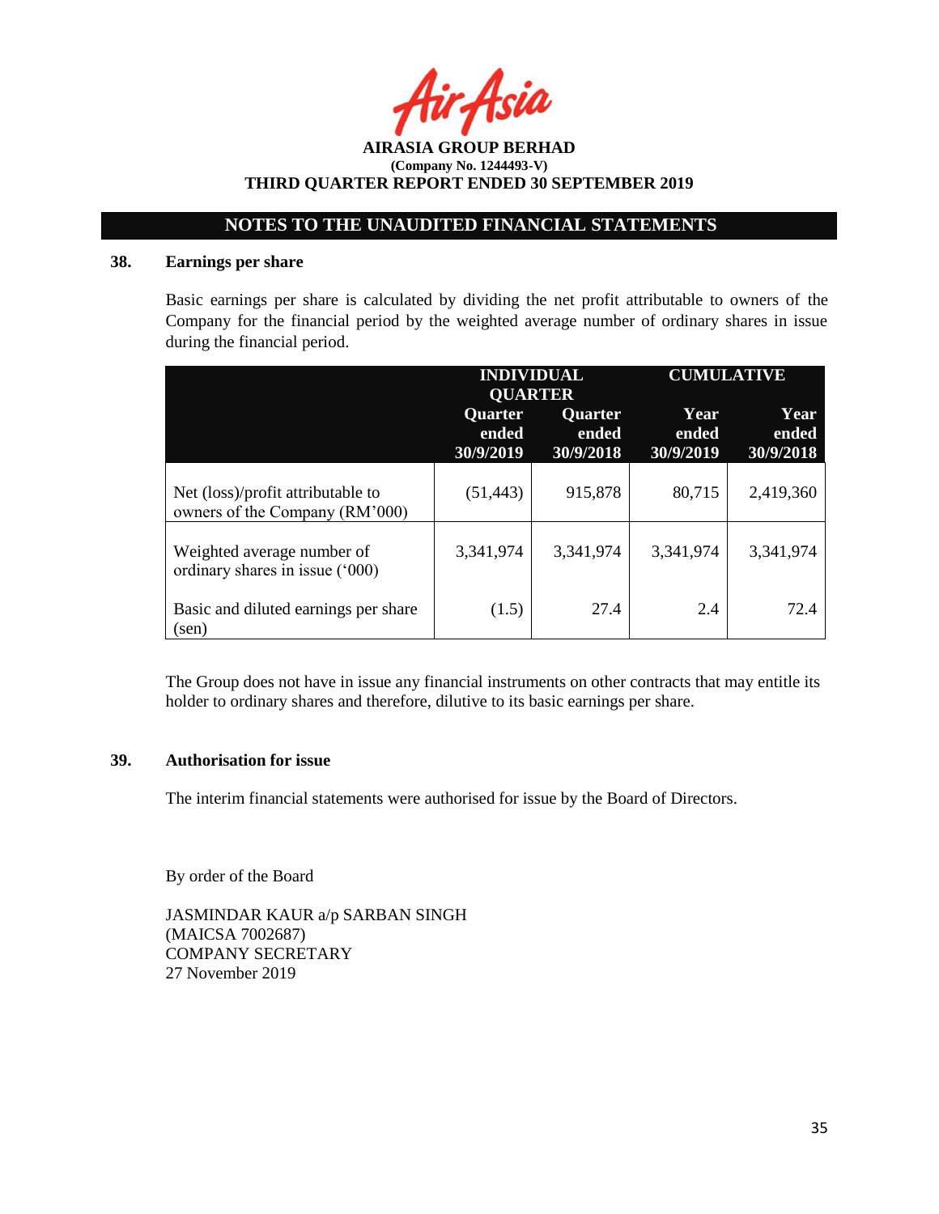## NOTES TO THE UNAUDITED FINANCIAL STATEMENTS

### 38. Earnings per share

Basic earnings per share is calculated by dividing the net profit attributable to owners of the Company for the financial period by the weighted average number of ordinary shares in issue during the financial period.

| | INDIVIDUAL QUARTER | | CUMULATIVE | |
|---|---|---|---|---|
| | Quarter ended 30/9/2019 | Quarter ended 30/9/2018 | Year ended 30/9/2019 | Year ended 30/9/2018 |
| Net (loss)/profit attributable to owners of the Company (RM'000) | (51,443) | 915,878 | 80,715 | 2,419,360 |
| Weighted average number of ordinary shares in issue ('000) | 3,341,974 | 3,341,974 | 3,341,974 | 3,341,974 |
| Basic and diluted earnings per share (sen) | (1.5) | 27.4 | 2.4 | 72.4 |

The Group does not have in issue any financial instruments on other contracts that may entitle its holder to ordinary shares and therefore, dilutive to its basic earnings per share.

### 39. Authorisation for issue

The interim financial statements were authorised for issue by the Board of Directors.

By order of the Board

JASMINDAR KAUR a/p SARBAN SINGH
(MAICSA 7002687)
COMPANY SECRETARY
27 November 2019